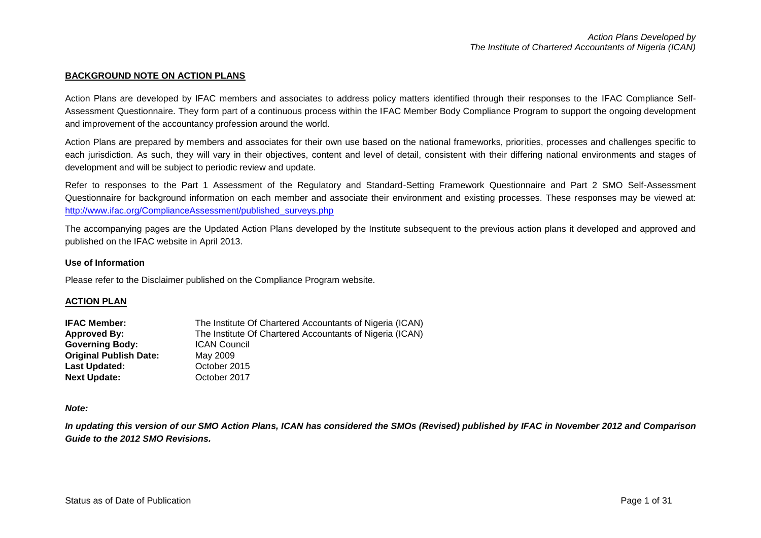## BACKGROUND NOTE ON ACTION PLANS

Action Plans are developed by IFAC members and associates to address policy matters identified through their responses to the IFAC Compliance Self-Assessment Questionnaire. They form part of a continuous process within the IFAC Member Body Compliance Program to support the ongoing development and improvement of the accountancy profession around the world.

Action Plans are prepared by members and associates for their own use based on the national frameworks, priorities, processes and challenges specific to each jurisdiction. As such, they will vary in their objectives, content and level of detail, consistent with their differing national environments and stages of development and will be subject to periodic review and update.

Refer to responses to the Part 1 Assessment of the Regulatory and Standard-Setting Framework Questionnaire and Part 2 SMO Self-Assessment Questionnaire for background information on each member and associate their environment and existing processes. These responses may be viewed at: [http://www.ifac.org/ComplianceAssessment/published_surveys.php](http://www.ifac.org/ComplianceAssessment/published_surveys.php)

The accompanying pages are the Updated Action Plans developed by the Institute subsequent to the previous action plans it developed and approved and published on the IFAC website in April 2013.

### Use of Information

Please refer to the Disclaimer published on the Compliance Program website.

## ACTION PLAN

| | |
|---|---|
| **IFAC Member:** | The Institute Of Chartered Accountants of Nigeria (ICAN) |
| **Approved By:** | The Institute Of Chartered Accountants of Nigeria (ICAN) |
| **Governing Body:** | ICAN Council |
| **Original Publish Date:** | May 2009 |
| **Last Updated:** | October 2015 |
| **Next Update:** | October 2017 |

***Note:***

***In updating this version of our SMO Action Plans, ICAN has considered the SMOs (Revised) published by IFAC in November 2012 and Comparison Guide to the 2012 SMO Revisions.***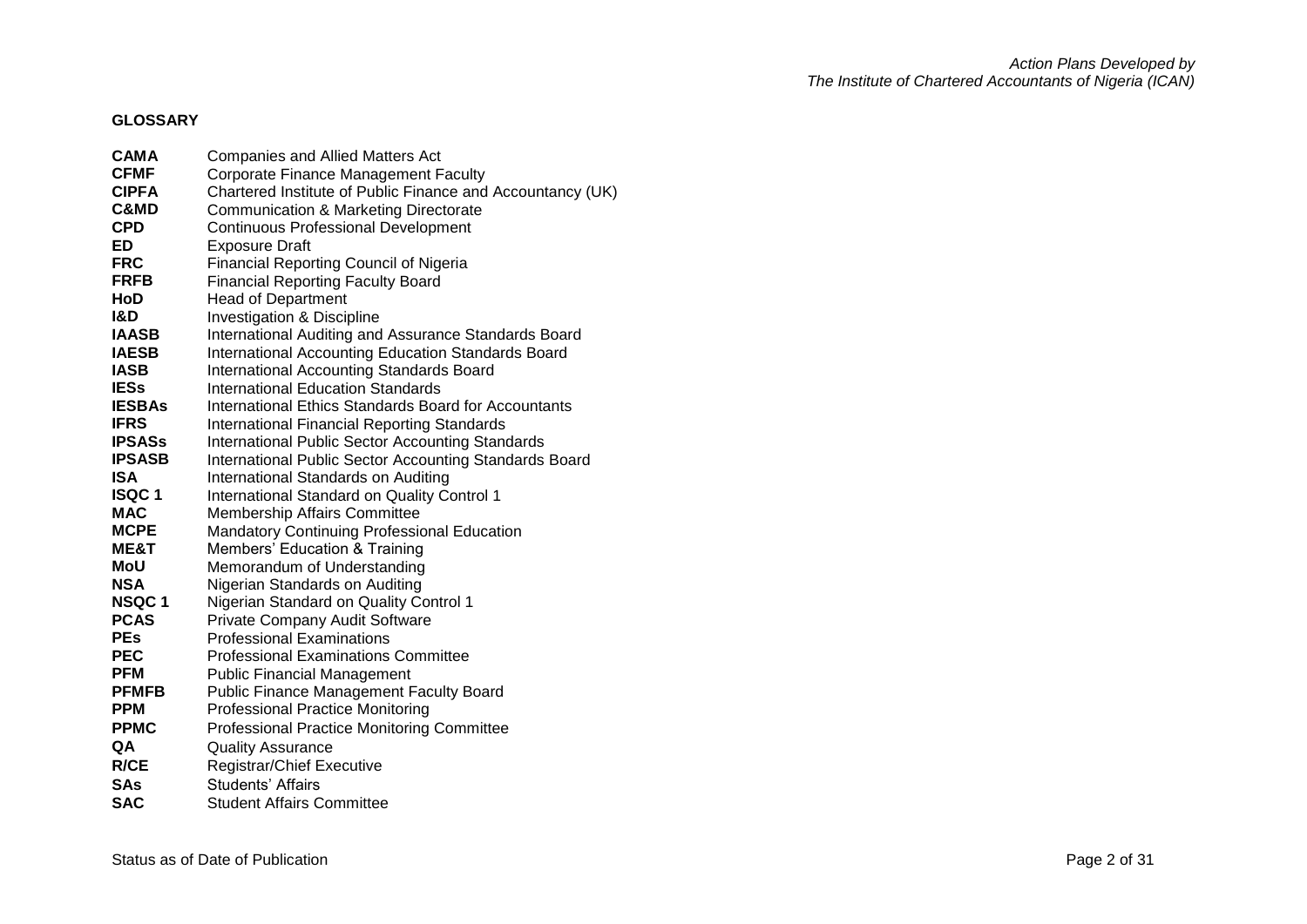## GLOSSARY

| | |
|---|---|
| **CAMA** | Companies and Allied Matters Act |
| **CFMF** | Corporate Finance Management Faculty |
| **CIPFA** | Chartered Institute of Public Finance and Accountancy (UK) |
| **C&MD** | Communication & Marketing Directorate |
| **CPD** | Continuous Professional Development |
| **ED** | Exposure Draft |
| **FRC** | Financial Reporting Council of Nigeria |
| **FRFB** | Financial Reporting Faculty Board |
| **HoD** | Head of Department |
| **I&D** | Investigation & Discipline |
| **IAASB** | International Auditing and Assurance Standards Board |
| **IAESB** | International Accounting Education Standards Board |
| **IASB** | International Accounting Standards Board |
| **IESs** | International Education Standards |
| **IESBAs** | International Ethics Standards Board for Accountants |
| **IFRS** | International Financial Reporting Standards |
| **IPSASs** | International Public Sector Accounting Standards |
| **IPSASB** | International Public Sector Accounting Standards Board |
| **ISA** | International Standards on Auditing |
| **ISQC 1** | International Standard on Quality Control 1 |
| **MAC** | Membership Affairs Committee |
| **MCPE** | Mandatory Continuing Professional Education |
| **ME&T** | Members' Education & Training |
| **MoU** | Memorandum of Understanding |
| **NSA** | Nigerian Standards on Auditing |
| **NSQC 1** | Nigerian Standard on Quality Control 1 |
| **PCAS** | Private Company Audit Software |
| **PEs** | Professional Examinations |
| **PEC** | Professional Examinations Committee |
| **PFM** | Public Financial Management |
| **PFMFB** | Public Finance Management Faculty Board |
| **PPM** | Professional Practice Monitoring |
| **PPMC** | Professional Practice Monitoring Committee |
| **QA** | Quality Assurance |
| **R/CE** | Registrar/Chief Executive |
| **SAs** | Students' Affairs |
| **SAC** | Student Affairs Committee |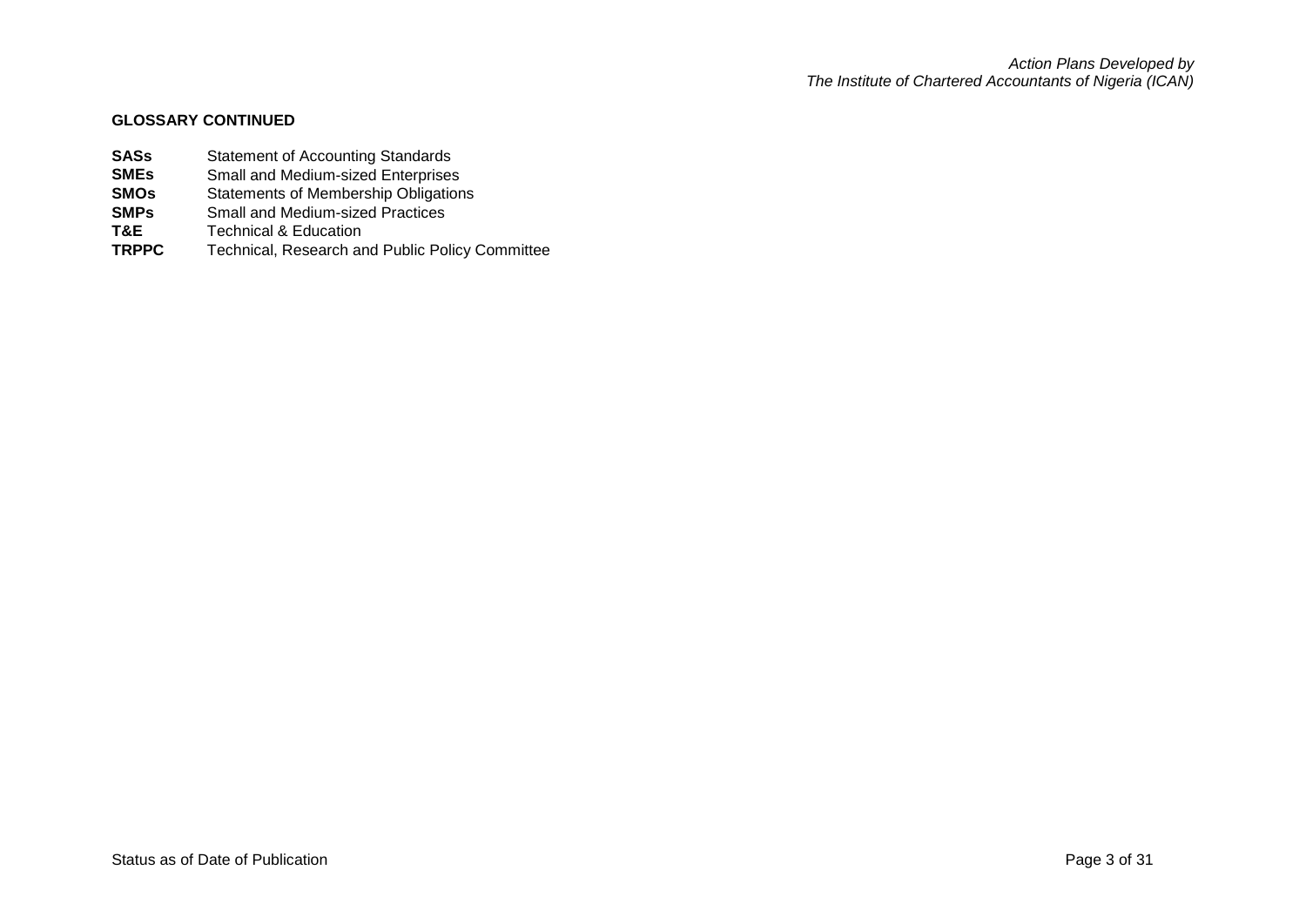**GLOSSARY CONTINUED**

| | |
|---|---|
| **SASs** | Statement of Accounting Standards |
| **SMEs** | Small and Medium-sized Enterprises |
| **SMOs** | Statements of Membership Obligations |
| **SMPs** | Small and Medium-sized Practices |
| **T&E** | Technical & Education |
| **TRPPC** | Technical, Research and Public Policy Committee |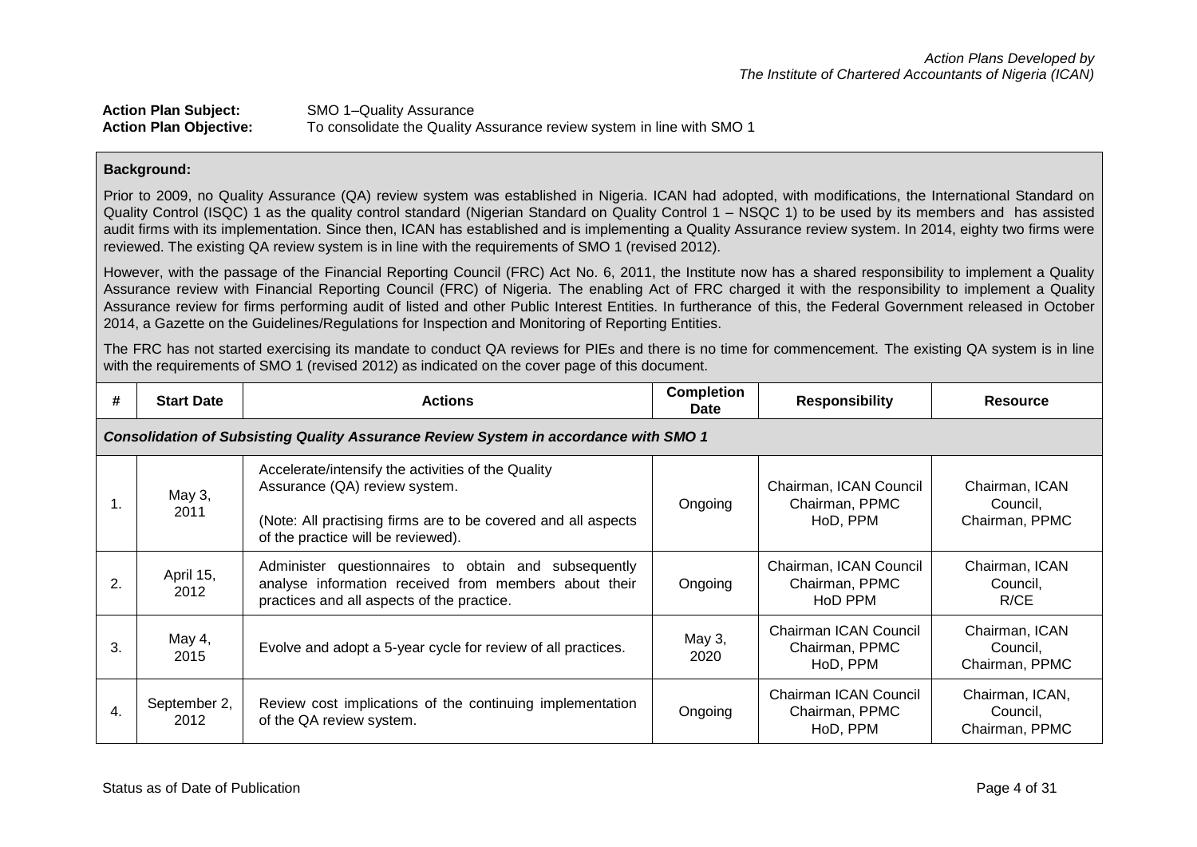**Action Plan Subject:** SMO 1–Quality Assurance
**Action Plan Objective:** To consolidate the Quality Assurance review system in line with SMO 1

**Background:**

Prior to 2009, no Quality Assurance (QA) review system was established in Nigeria. ICAN had adopted, with modifications, the International Standard on Quality Control (ISQC) 1 as the quality control standard (Nigerian Standard on Quality Control 1 – NSQC 1) to be used by its members and has assisted audit firms with its implementation. Since then, ICAN has established and is implementing a Quality Assurance review system. In 2014, eighty two firms were reviewed. The existing QA review system is in line with the requirements of SMO 1 (revised 2012).

However, with the passage of the Financial Reporting Council (FRC) Act No. 6, 2011, the Institute now has a shared responsibility to implement a Quality Assurance review with Financial Reporting Council (FRC) of Nigeria. The enabling Act of FRC charged it with the responsibility to implement a Quality Assurance review for firms performing audit of listed and other Public Interest Entities. In furtherance of this, the Federal Government released in October 2014, a Gazette on the Guidelines/Regulations for Inspection and Monitoring of Reporting Entities.

The FRC has not started exercising its mandate to conduct QA reviews for PIEs and there is no time for commencement. The existing QA system is in line with the requirements of SMO 1 (revised 2012) as indicated on the cover page of this document.

| # | Start Date | Actions | Completion Date | Responsibility | Resource |
|---|---|---|---|---|---|
| ***Consolidation of Subsisting Quality Assurance Review System in accordance with SMO 1*** | | | | | |
| 1. | May 3, 2011 | Accelerate/intensify the activities of the Quality Assurance (QA) review system.<br><br>(Note: All practising firms are to be covered and all aspects of the practice will be reviewed). | Ongoing | Chairman, ICAN Council<br>Chairman, PPMC<br>HoD, PPM | Chairman, ICAN Council,<br>Chairman, PPMC |
| 2. | April 15, 2012 | Administer questionnaires to obtain and subsequently analyse information received from members about their practices and all aspects of the practice. | Ongoing | Chairman, ICAN Council<br>Chairman, PPMC<br>HoD PPM | Chairman, ICAN Council,<br>R/CE |
| 3. | May 4, 2015 | Evolve and adopt a 5-year cycle for review of all practices. | May 3, 2020 | Chairman ICAN Council<br>Chairman, PPMC<br>HoD, PPM | Chairman, ICAN Council,<br>Chairman, PPMC |
| 4. | September 2, 2012 | Review cost implications of the continuing implementation of the QA review system. | Ongoing | Chairman ICAN Council<br>Chairman, PPMC<br>HoD, PPM | Chairman, ICAN,<br>Council,<br>Chairman, PPMC |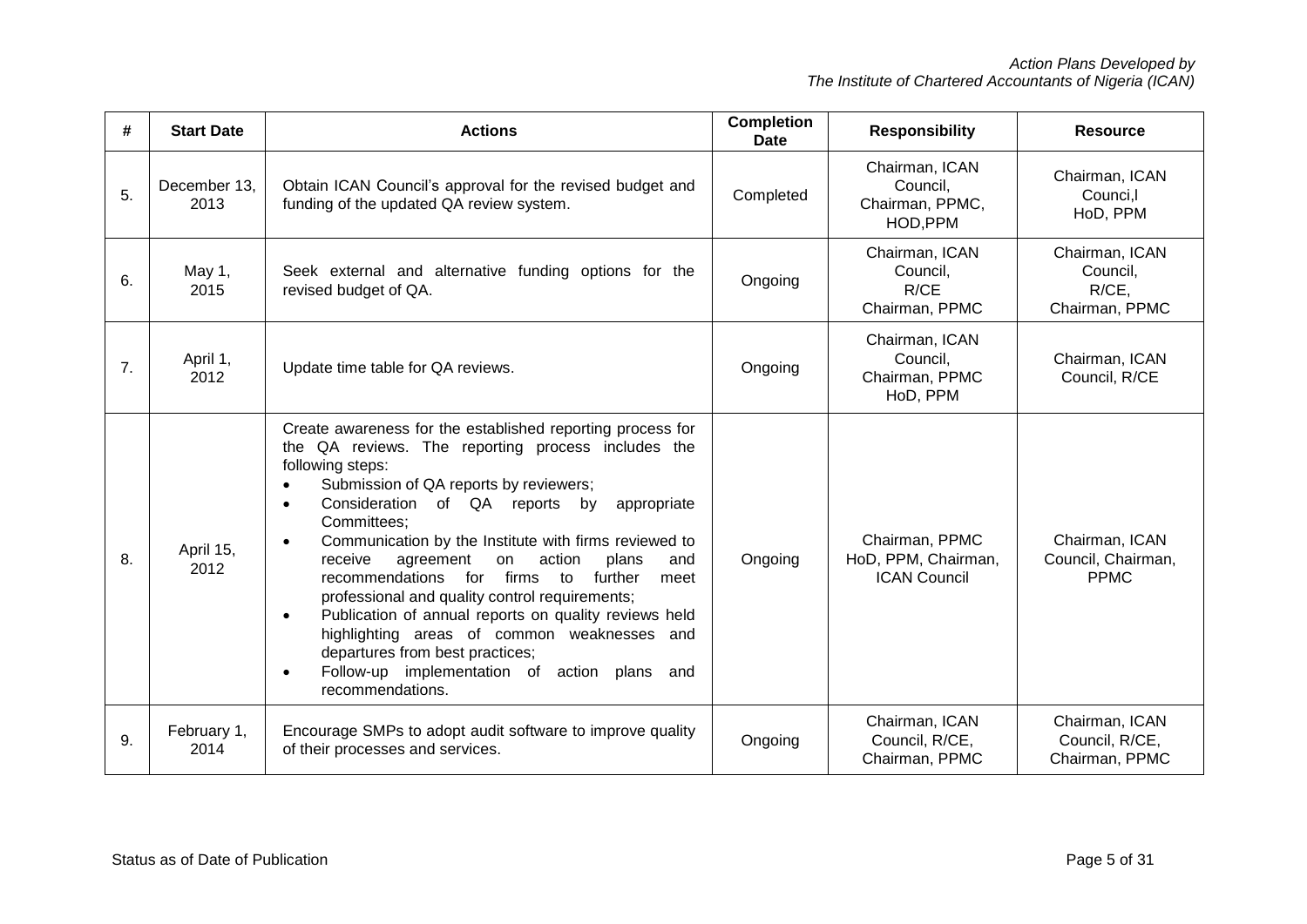| # | Start Date | Actions | Completion Date | Responsibility | Resource |
|---|---|---|---|---|---|
| 5. | December 13, 2013 | Obtain ICAN Council's approval for the revised budget and funding of the updated QA review system. | Completed | Chairman, ICAN Council, Chairman, PPMC, HOD,PPM | Chairman, ICAN Counci,l HoD, PPM |
| 6. | May 1, 2015 | Seek external and alternative funding options for the revised budget of QA. | Ongoing | Chairman, ICAN Council, R/CE Chairman, PPMC | Chairman, ICAN Council, R/CE, Chairman, PPMC |
| 7. | April 1, 2012 | Update time table for QA reviews. | Ongoing | Chairman, ICAN Council, Chairman, PPMC HoD, PPM | Chairman, ICAN Council, R/CE |
| 8. | April 15, 2012 | Create awareness for the established reporting process for the QA reviews. The reporting process includes the following steps:<br>• Submission of QA reports by reviewers;<br>• Consideration of QA reports by appropriate Committees;<br>• Communication by the Institute with firms reviewed to receive agreement on action plans and recommendations for firms to further meet professional and quality control requirements;<br>• Publication of annual reports on quality reviews held highlighting areas of common weaknesses and departures from best practices;<br>• Follow-up implementation of action plans and recommendations. | Ongoing | Chairman, PPMC HoD, PPM, Chairman, ICAN Council | Chairman, ICAN Council, Chairman, PPMC |
| 9. | February 1, 2014 | Encourage SMPs to adopt audit software to improve quality of their processes and services. | Ongoing | Chairman, ICAN Council, R/CE, Chairman, PPMC | Chairman, ICAN Council, R/CE, Chairman, PPMC |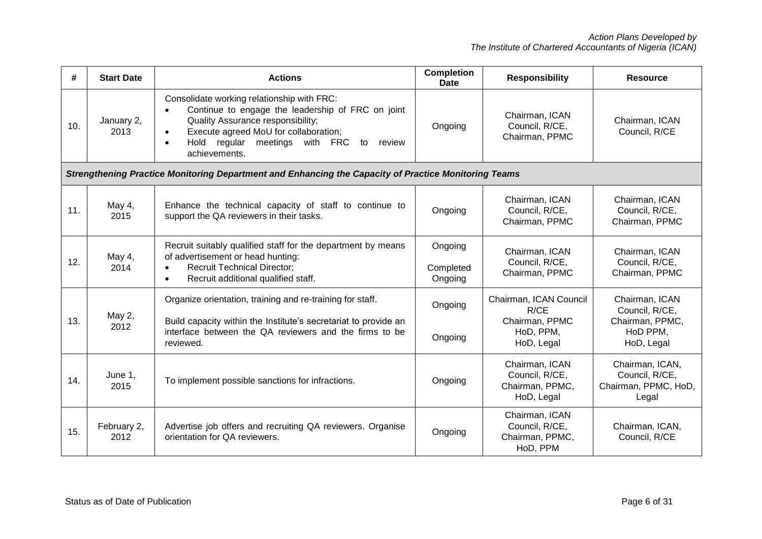| # | Start Date | Actions | Completion Date | Responsibility | Resource |
|---|---|---|---|---|---|
| 10. | January 2, 2013 | Consolidate working relationship with FRC:<br>• Continue to engage the leadership of FRC on joint Quality Assurance responsibility;<br>• Execute agreed MoU for collaboration;<br>• Hold regular meetings with FRC to review achievements. | Ongoing | Chairman, ICAN Council, R/CE, Chairman, PPMC | Chairman, ICAN Council, R/CE |
| ***Strengthening Practice Monitoring Department and Enhancing the Capacity of Practice Monitoring Teams*** | | | | | |
| 11. | May 4, 2015 | Enhance the technical capacity of staff to continue to support the QA reviewers in their tasks. | Ongoing | Chairman, ICAN Council, R/CE, Chairman, PPMC | Chairman, ICAN Council, R/CE, Chairman, PPMC |
| 12. | May 4, 2014 | Recruit suitably qualified staff for the department by means of advertisement or head hunting:<br>• Recruit Technical Director;<br>• Recruit additional qualified staff. | Ongoing<br><br>Completed<br>Ongoing | Chairman, ICAN Council, R/CE, Chairman, PPMC | Chairman, ICAN Council, R/CE, Chairman, PPMC |
| 13. | May 2, 2012 | Organize orientation, training and re-training for staff.<br><br>Build capacity within the Institute's secretariat to provide an interface between the QA reviewers and the firms to be reviewed. | Ongoing<br><br>Ongoing | Chairman, ICAN Council R/CE Chairman, PPMC HoD, PPM, HoD, Legal | Chairman, ICAN Council, R/CE, Chairman, PPMC, HoD PPM, HoD, Legal |
| 14. | June 1, 2015 | To implement possible sanctions for infractions. | Ongoing | Chairman, ICAN Council, R/CE, Chairman, PPMC, HoD, Legal | Chairman, ICAN, Council, R/CE, Chairman, PPMC, HoD, Legal |
| 15. | February 2, 2012 | Advertise job offers and recruiting QA reviewers. Organise orientation for QA reviewers. | Ongoing | Chairman, ICAN Council, R/CE, Chairman, PPMC, HoD, PPM | Chairman, ICAN, Council, R/CE |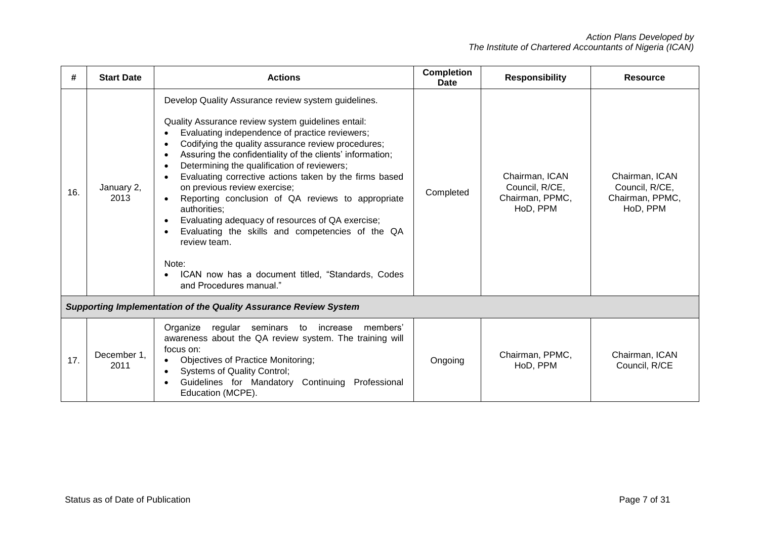| # | Start Date | Actions | Completion Date | Responsibility | Resource |
|---|---|---|---|---|---|
| 16. | January 2, 2013 | Develop Quality Assurance review system guidelines.<br><br>Quality Assurance review system guidelines entail:<br>• Evaluating independence of practice reviewers;<br>• Codifying the quality assurance review procedures;<br>• Assuring the confidentiality of the clients' information;<br>• Determining the qualification of reviewers;<br>• Evaluating corrective actions taken by the firms based on previous review exercise;<br>• Reporting conclusion of QA reviews to appropriate authorities;<br>• Evaluating adequacy of resources of QA exercise;<br>• Evaluating the skills and competencies of the QA review team.<br><br>Note:<br>• ICAN now has a document titled, "Standards, Codes and Procedures manual." | Completed | Chairman, ICAN Council, R/CE, Chairman, PPMC, HoD, PPM | Chairman, ICAN Council, R/CE, Chairman, PPMC, HoD, PPM |
| ***Supporting Implementation of the Quality Assurance Review System*** | | | | | |
| 17. | December 1, 2011 | Organize regular seminars to increase members' awareness about the QA review system. The training will focus on:<br>• Objectives of Practice Monitoring;<br>• Systems of Quality Control;<br>• Guidelines for Mandatory Continuing Professional Education (MCPE). | Ongoing | Chairman, PPMC, HoD, PPM | Chairman, ICAN Council, R/CE |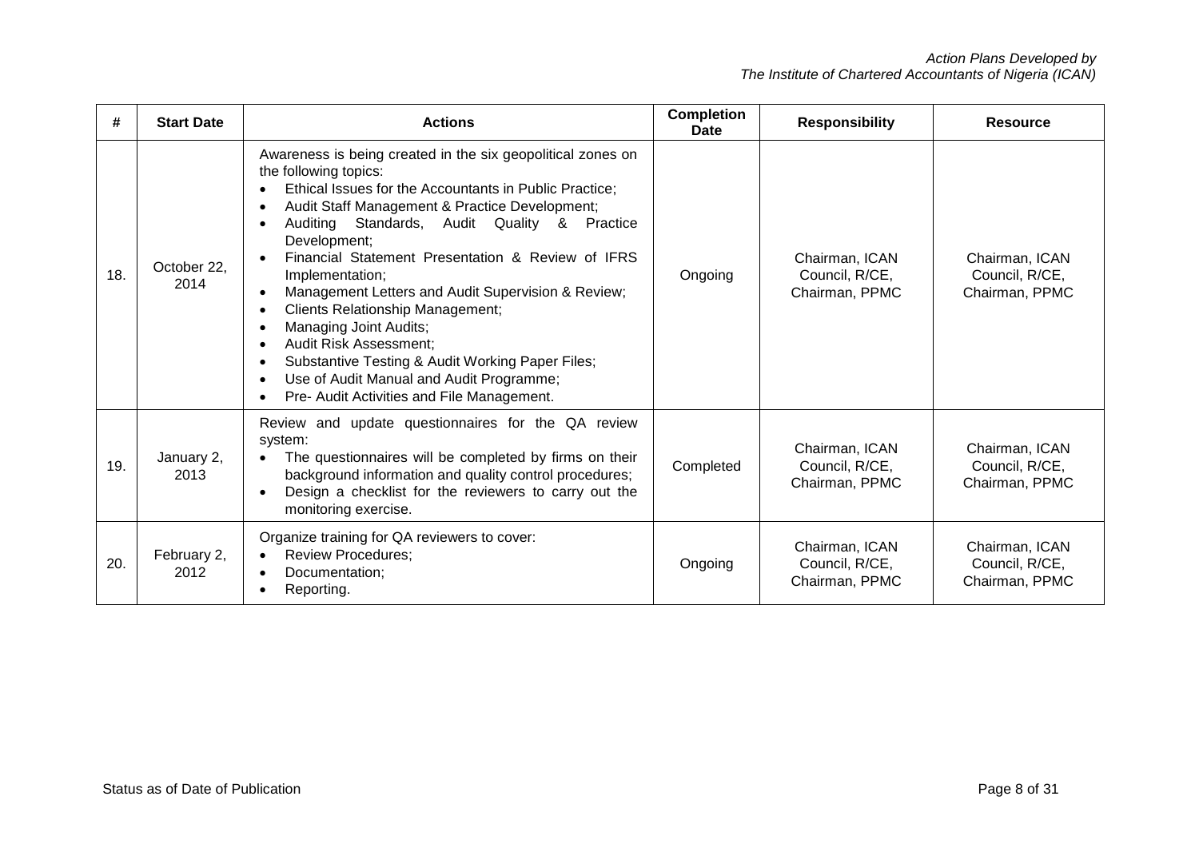| # | Start Date | Actions | Completion Date | Responsibility | Resource |
|---|---|---|---|---|---|
| 18. | October 22, 2014 | Awareness is being created in the six geopolitical zones on the following topics:<br>• Ethical Issues for the Accountants in Public Practice;<br>• Audit Staff Management & Practice Development;<br>• Auditing Standards, Audit Quality & Practice Development;<br>• Financial Statement Presentation & Review of IFRS Implementation;<br>• Management Letters and Audit Supervision & Review;<br>• Clients Relationship Management;<br>• Managing Joint Audits;<br>• Audit Risk Assessment;<br>• Substantive Testing & Audit Working Paper Files;<br>• Use of Audit Manual and Audit Programme;<br>• Pre- Audit Activities and File Management. | Ongoing | Chairman, ICAN Council, R/CE, Chairman, PPMC | Chairman, ICAN Council, R/CE, Chairman, PPMC |
| 19. | January 2, 2013 | Review and update questionnaires for the QA review system:<br>• The questionnaires will be completed by firms on their background information and quality control procedures;<br>• Design a checklist for the reviewers to carry out the monitoring exercise. | Completed | Chairman, ICAN Council, R/CE, Chairman, PPMC | Chairman, ICAN Council, R/CE, Chairman, PPMC |
| 20. | February 2, 2012 | Organize training for QA reviewers to cover:<br>• Review Procedures;<br>• Documentation;<br>• Reporting. | Ongoing | Chairman, ICAN Council, R/CE, Chairman, PPMC | Chairman, ICAN Council, R/CE, Chairman, PPMC |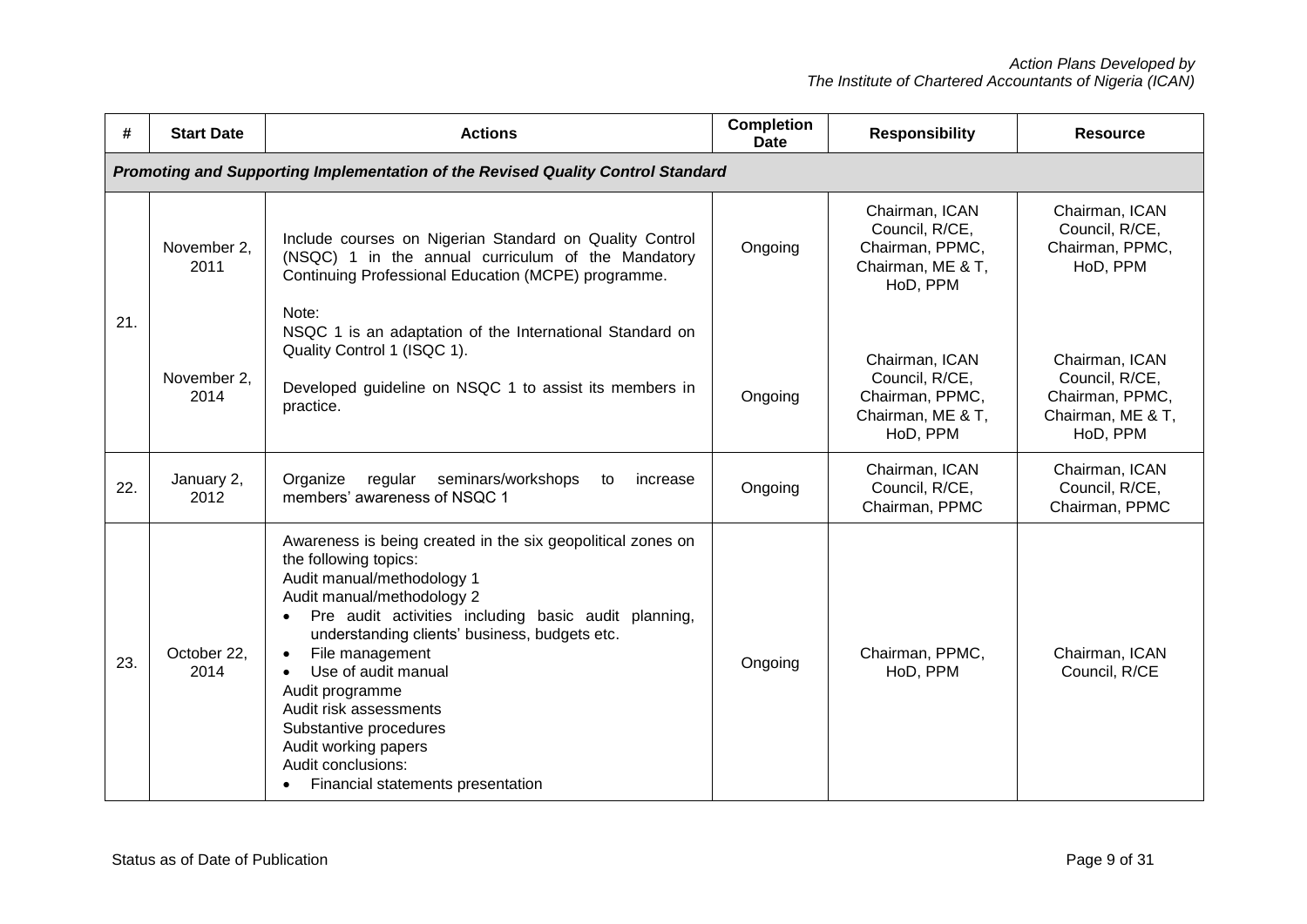| # | Start Date | Actions | Completion Date | Responsibility | Resource |
|---|---|---|---|---|---|
| ***Promoting and Supporting Implementation of the Revised Quality Control Standard*** | | | | | |
| 21. | November 2, 2011 | Include courses on Nigerian Standard on Quality Control (NSQC) 1 in the annual curriculum of the Mandatory Continuing Professional Education (MCPE) programme.<br><br>Note:<br>NSQC 1 is an adaptation of the International Standard on Quality Control 1 (ISQC 1). | Ongoing | Chairman, ICAN Council, R/CE, Chairman, PPMC, Chairman, ME & T, HoD, PPM | Chairman, ICAN Council, R/CE, Chairman, PPMC, HoD, PPM |
| | November 2, 2014 | Developed guideline on NSQC 1 to assist its members in practice. | Ongoing | Chairman, ICAN Council, R/CE, Chairman, PPMC, Chairman, ME & T, HoD, PPM | Chairman, ICAN Council, R/CE, Chairman, PPMC, Chairman, ME & T, HoD, PPM |
| 22. | January 2, 2012 | Organize regular seminars/workshops to increase members' awareness of NSQC 1 | Ongoing | Chairman, ICAN Council, R/CE, Chairman, PPMC | Chairman, ICAN Council, R/CE, Chairman, PPMC |
| 23. | October 22, 2014 | Awareness is being created in the six geopolitical zones on the following topics:<br>Audit manual/methodology 1<br>Audit manual/methodology 2<br>• Pre audit activities including basic audit planning, understanding clients' business, budgets etc.<br>• File management<br>• Use of audit manual<br>Audit programme<br>Audit risk assessments<br>Substantive procedures<br>Audit working papers<br>Audit conclusions:<br>• Financial statements presentation | Ongoing | Chairman, PPMC, HoD, PPM | Chairman, ICAN Council, R/CE |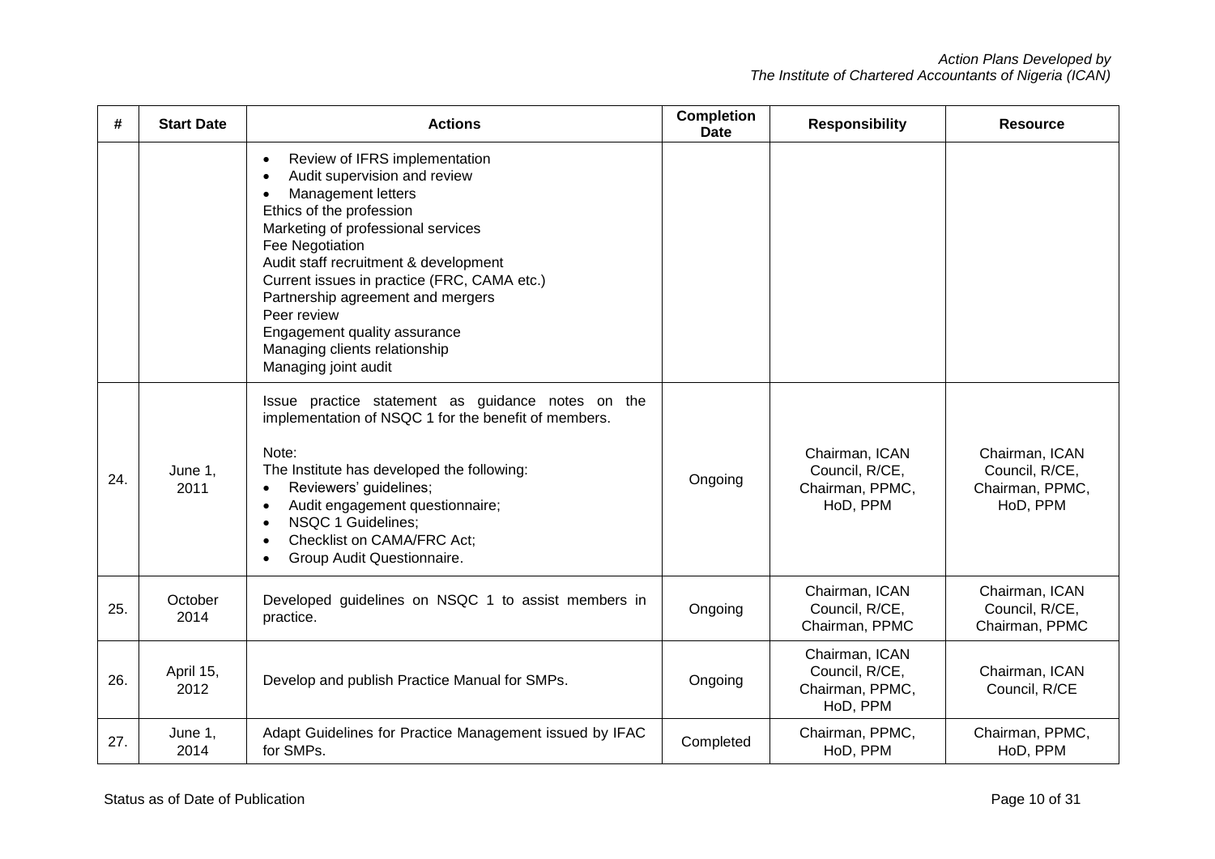| # | Start Date | Actions | Completion Date | Responsibility | Resource |
|---|---|---|---|---|---|
| | | • Review of IFRS implementation<br>• Audit supervision and review<br>• Management letters<br>Ethics of the profession<br>Marketing of professional services<br>Fee Negotiation<br>Audit staff recruitment & development<br>Current issues in practice (FRC, CAMA etc.)<br>Partnership agreement and mergers<br>Peer review<br>Engagement quality assurance<br>Managing clients relationship<br>Managing joint audit | | | |
| 24. | June 1, 2011 | Issue practice statement as guidance notes on the implementation of NSQC 1 for the benefit of members.<br><br>Note:<br>The Institute has developed the following:<br>• Reviewers' guidelines;<br>• Audit engagement questionnaire;<br>• NSQC 1 Guidelines;<br>• Checklist on CAMA/FRC Act;<br>• Group Audit Questionnaire. | Ongoing | Chairman, ICAN Council, R/CE, Chairman, PPMC, HoD, PPM | Chairman, ICAN Council, R/CE, Chairman, PPMC, HoD, PPM |
| 25. | October 2014 | Developed guidelines on NSQC 1 to assist members in practice. | Ongoing | Chairman, ICAN Council, R/CE, Chairman, PPMC | Chairman, ICAN Council, R/CE, Chairman, PPMC |
| 26. | April 15, 2012 | Develop and publish Practice Manual for SMPs. | Ongoing | Chairman, ICAN Council, R/CE, Chairman, PPMC, HoD, PPM | Chairman, ICAN Council, R/CE |
| 27. | June 1, 2014 | Adapt Guidelines for Practice Management issued by IFAC for SMPs. | Completed | Chairman, PPMC, HoD, PPM | Chairman, PPMC, HoD, PPM |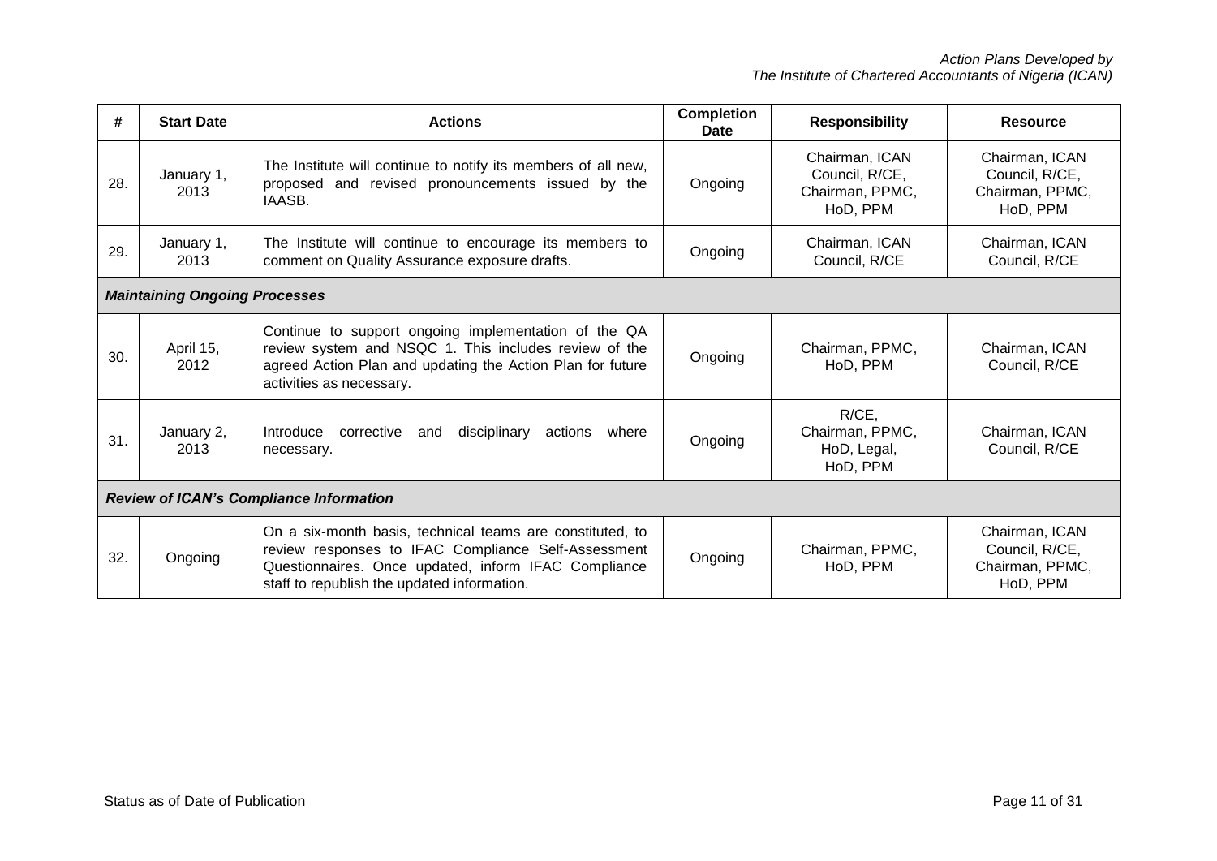| # | Start Date | Actions | Completion Date | Responsibility | Resource |
|---|---|---|---|---|---|
| 28. | January 1, 2013 | The Institute will continue to notify its members of all new, proposed and revised pronouncements issued by the IAASB. | Ongoing | Chairman, ICAN Council, R/CE, Chairman, PPMC, HoD, PPM | Chairman, ICAN Council, R/CE, Chairman, PPMC, HoD, PPM |
| 29. | January 1, 2013 | The Institute will continue to encourage its members to comment on Quality Assurance exposure drafts. | Ongoing | Chairman, ICAN Council, R/CE | Chairman, ICAN Council, R/CE |
| ***Maintaining Ongoing Processes*** | | | | | |
| 30. | April 15, 2012 | Continue to support ongoing implementation of the QA review system and NSQC 1. This includes review of the agreed Action Plan and updating the Action Plan for future activities as necessary. | Ongoing | Chairman, PPMC, HoD, PPM | Chairman, ICAN Council, R/CE |
| 31. | January 2, 2013 | Introduce corrective and disciplinary actions where necessary. | Ongoing | R/CE, Chairman, PPMC, HoD, Legal, HoD, PPM | Chairman, ICAN Council, R/CE |
| ***Review of ICAN's Compliance Information*** | | | | | |
| 32. | Ongoing | On a six-month basis, technical teams are constituted, to review responses to IFAC Compliance Self-Assessment Questionnaires. Once updated, inform IFAC Compliance staff to republish the updated information. | Ongoing | Chairman, PPMC, HoD, PPM | Chairman, ICAN Council, R/CE, Chairman, PPMC, HoD, PPM |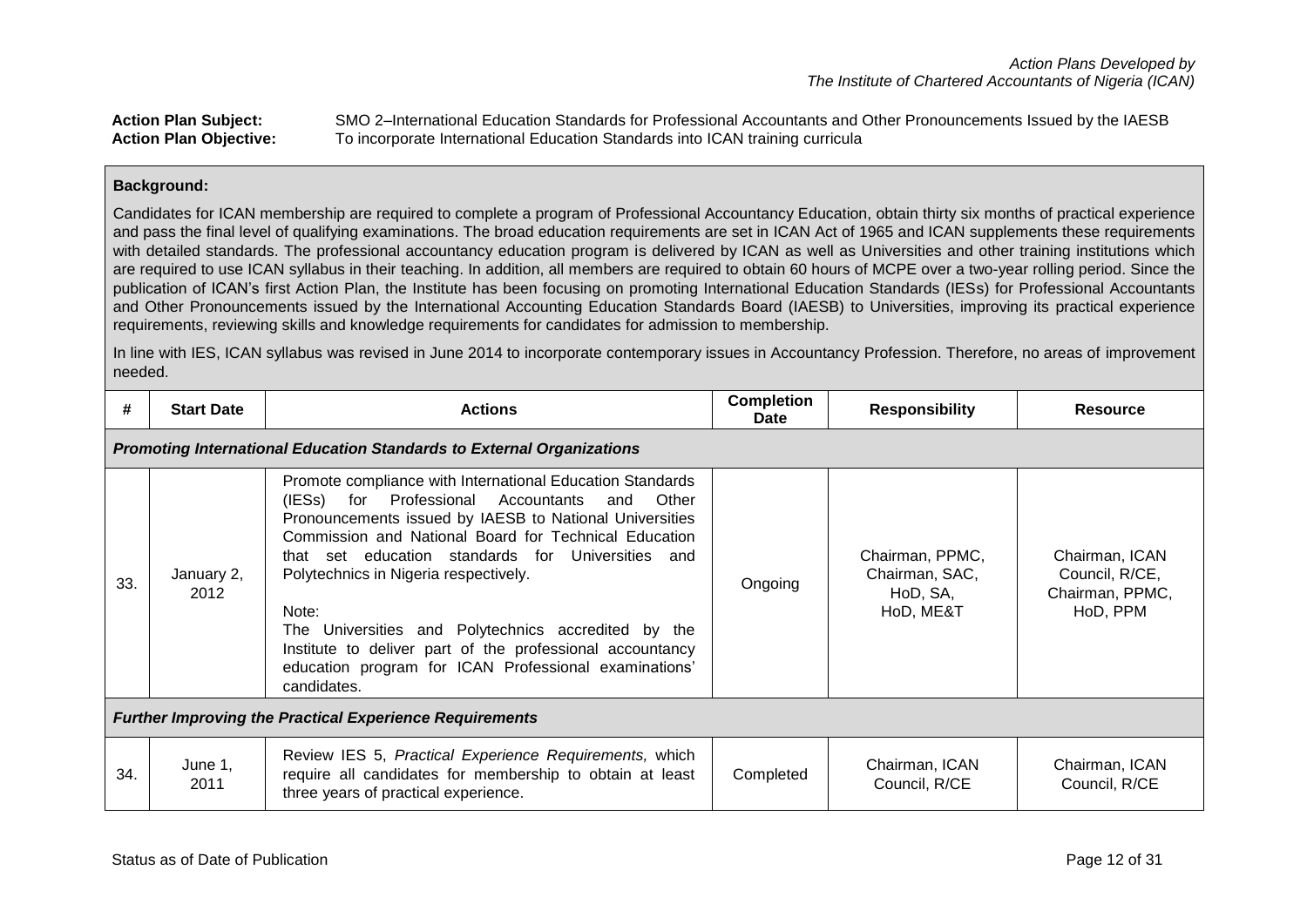**Action Plan Subject:** SMO 2–International Education Standards for Professional Accountants and Other Pronouncements Issued by the IAESB
**Action Plan Objective:** To incorporate International Education Standards into ICAN training curricula

**Background:**

Candidates for ICAN membership are required to complete a program of Professional Accountancy Education, obtain thirty six months of practical experience and pass the final level of qualifying examinations. The broad education requirements are set in ICAN Act of 1965 and ICAN supplements these requirements with detailed standards. The professional accountancy education program is delivered by ICAN as well as Universities and other training institutions which are required to use ICAN syllabus in their teaching. In addition, all members are required to obtain 60 hours of MCPE over a two-year rolling period. Since the publication of ICAN's first Action Plan, the Institute has been focusing on promoting International Education Standards (IESs) for Professional Accountants and Other Pronouncements issued by the International Accounting Education Standards Board (IAESB) to Universities, improving its practical experience requirements, reviewing skills and knowledge requirements for candidates for admission to membership.

In line with IES, ICAN syllabus was revised in June 2014 to incorporate contemporary issues in Accountancy Profession. Therefore, no areas of improvement needed.

| # | Start Date | Actions | Completion Date | Responsibility | Resource |
|---|---|---|---|---|---|
| ***Promoting International Education Standards to External Organizations*** | | | | | |
| 33. | January 2, 2012 | Promote compliance with International Education Standards (IESs) for Professional Accountants and Other Pronouncements issued by IAESB to National Universities Commission and National Board for Technical Education that set education standards for Universities and Polytechnics in Nigeria respectively.<br><br>Note:<br>The Universities and Polytechnics accredited by the Institute to deliver part of the professional accountancy education program for ICAN Professional examinations' candidates. | Ongoing | Chairman, PPMC, Chairman, SAC, HoD, SA, HoD, ME&T | Chairman, ICAN Council, R/CE, Chairman, PPMC, HoD, PPM |
| ***Further Improving the Practical Experience Requirements*** | | | | | |
| 34. | June 1, 2011 | Review IES 5, *Practical Experience Requirements,* which require all candidates for membership to obtain at least three years of practical experience. | Completed | Chairman, ICAN Council, R/CE | Chairman, ICAN Council, R/CE |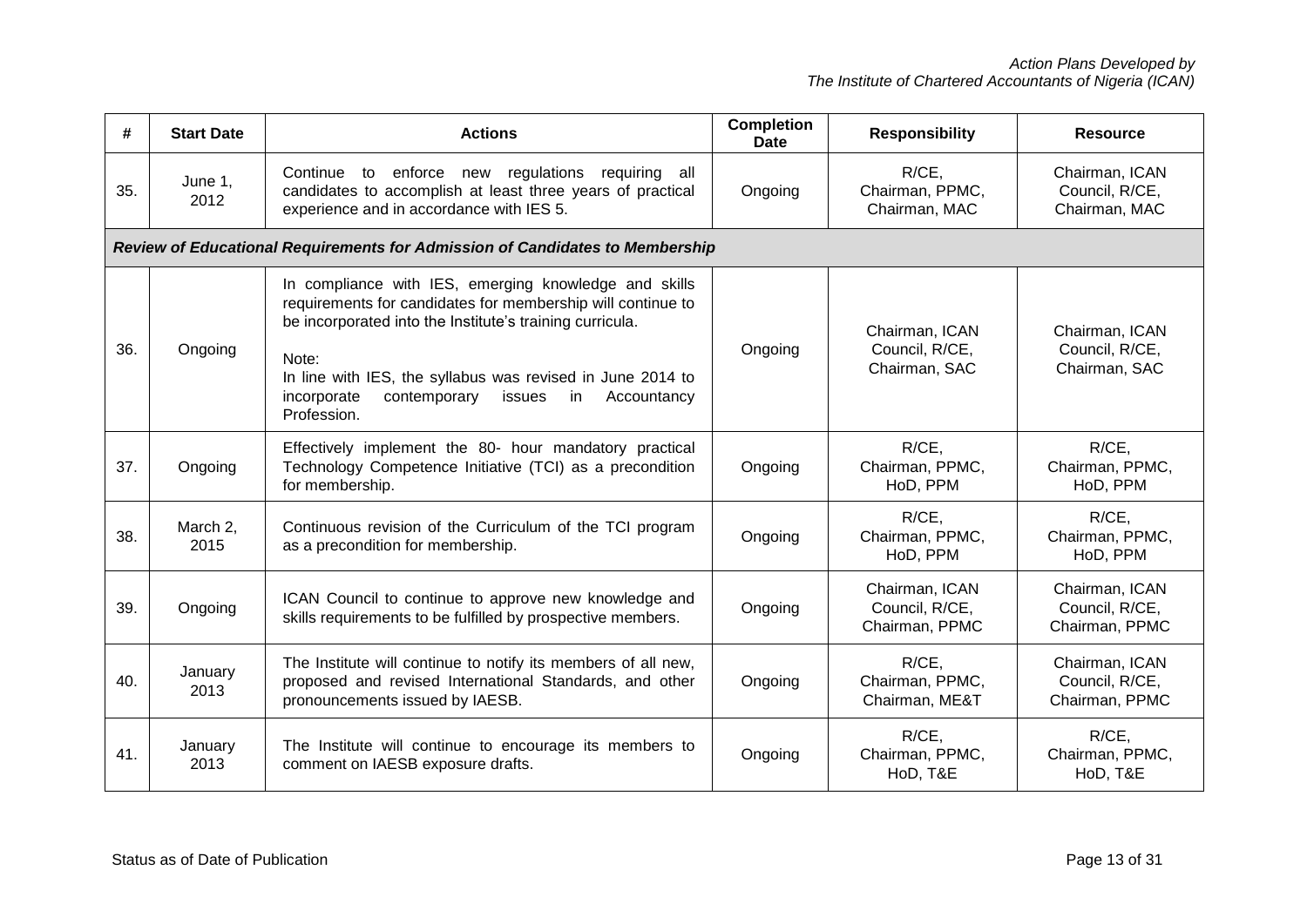| # | Start Date | Actions | Completion Date | Responsibility | Resource |
|---|---|---|---|---|---|
| 35. | June 1, 2012 | Continue to enforce new regulations requiring all candidates to accomplish at least three years of practical experience and in accordance with IES 5. | Ongoing | R/CE, Chairman, PPMC, Chairman, MAC | Chairman, ICAN Council, R/CE, Chairman, MAC |
| ***Review of Educational Requirements for Admission of Candidates to Membership*** | | | | | |
| 36. | Ongoing | In compliance with IES, emerging knowledge and skills requirements for candidates for membership will continue to be incorporated into the Institute's training curricula.<br><br>Note:<br>In line with IES, the syllabus was revised in June 2014 to incorporate contemporary issues in Accountancy Profession. | Ongoing | Chairman, ICAN Council, R/CE, Chairman, SAC | Chairman, ICAN Council, R/CE, Chairman, SAC |
| 37. | Ongoing | Effectively implement the 80- hour mandatory practical Technology Competence Initiative (TCI) as a precondition for membership. | Ongoing | R/CE, Chairman, PPMC, HoD, PPM | R/CE, Chairman, PPMC, HoD, PPM |
| 38. | March 2, 2015 | Continuous revision of the Curriculum of the TCI program as a precondition for membership. | Ongoing | R/CE, Chairman, PPMC, HoD, PPM | R/CE, Chairman, PPMC, HoD, PPM |
| 39. | Ongoing | ICAN Council to continue to approve new knowledge and skills requirements to be fulfilled by prospective members. | Ongoing | Chairman, ICAN Council, R/CE, Chairman, PPMC | Chairman, ICAN Council, R/CE, Chairman, PPMC |
| 40. | January 2013 | The Institute will continue to notify its members of all new, proposed and revised International Standards, and other pronouncements issued by IAESB. | Ongoing | R/CE, Chairman, PPMC, Chairman, ME&T | Chairman, ICAN Council, R/CE, Chairman, PPMC |
| 41. | January 2013 | The Institute will continue to encourage its members to comment on IAESB exposure drafts. | Ongoing | R/CE, Chairman, PPMC, HoD, T&E | R/CE, Chairman, PPMC, HoD, T&E |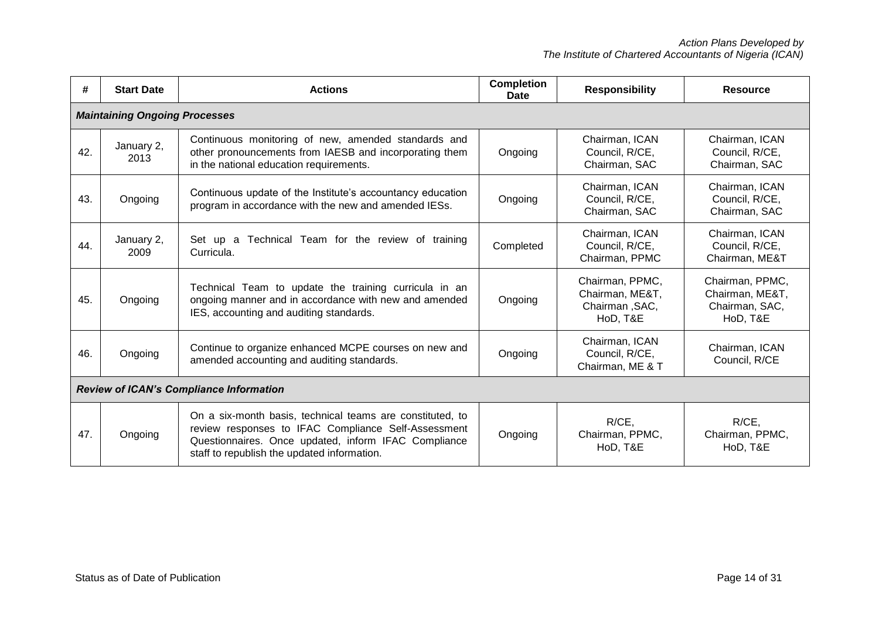| # | Start Date | Actions | Completion Date | Responsibility | Resource |
|---|---|---|---|---|---|
| ***Maintaining Ongoing Processes*** | | | | | |
| 42. | January 2, 2013 | Continuous monitoring of new, amended standards and other pronouncements from IAESB and incorporating them in the national education requirements. | Ongoing | Chairman, ICAN Council, R/CE, Chairman, SAC | Chairman, ICAN Council, R/CE, Chairman, SAC |
| 43. | Ongoing | Continuous update of the Institute's accountancy education program in accordance with the new and amended IESs. | Ongoing | Chairman, ICAN Council, R/CE, Chairman, SAC | Chairman, ICAN Council, R/CE, Chairman, SAC |
| 44. | January 2, 2009 | Set up a Technical Team for the review of training Curricula. | Completed | Chairman, ICAN Council, R/CE, Chairman, PPMC | Chairman, ICAN Council, R/CE, Chairman, ME&T |
| 45. | Ongoing | Technical Team to update the training curricula in an ongoing manner and in accordance with new and amended IES, accounting and auditing standards. | Ongoing | Chairman, PPMC, Chairman, ME&T, Chairman ,SAC, HoD, T&E | Chairman, PPMC, Chairman, ME&T, Chairman, SAC, HoD, T&E |
| 46. | Ongoing | Continue to organize enhanced MCPE courses on new and amended accounting and auditing standards. | Ongoing | Chairman, ICAN Council, R/CE, Chairman, ME & T | Chairman, ICAN Council, R/CE |
| ***Review of ICAN's Compliance Information*** | | | | | |
| 47. | Ongoing | On a six-month basis, technical teams are constituted, to review responses to IFAC Compliance Self-Assessment Questionnaires. Once updated, inform IFAC Compliance staff to republish the updated information. | Ongoing | R/CE, Chairman, PPMC, HoD, T&E | R/CE, Chairman, PPMC, HoD, T&E |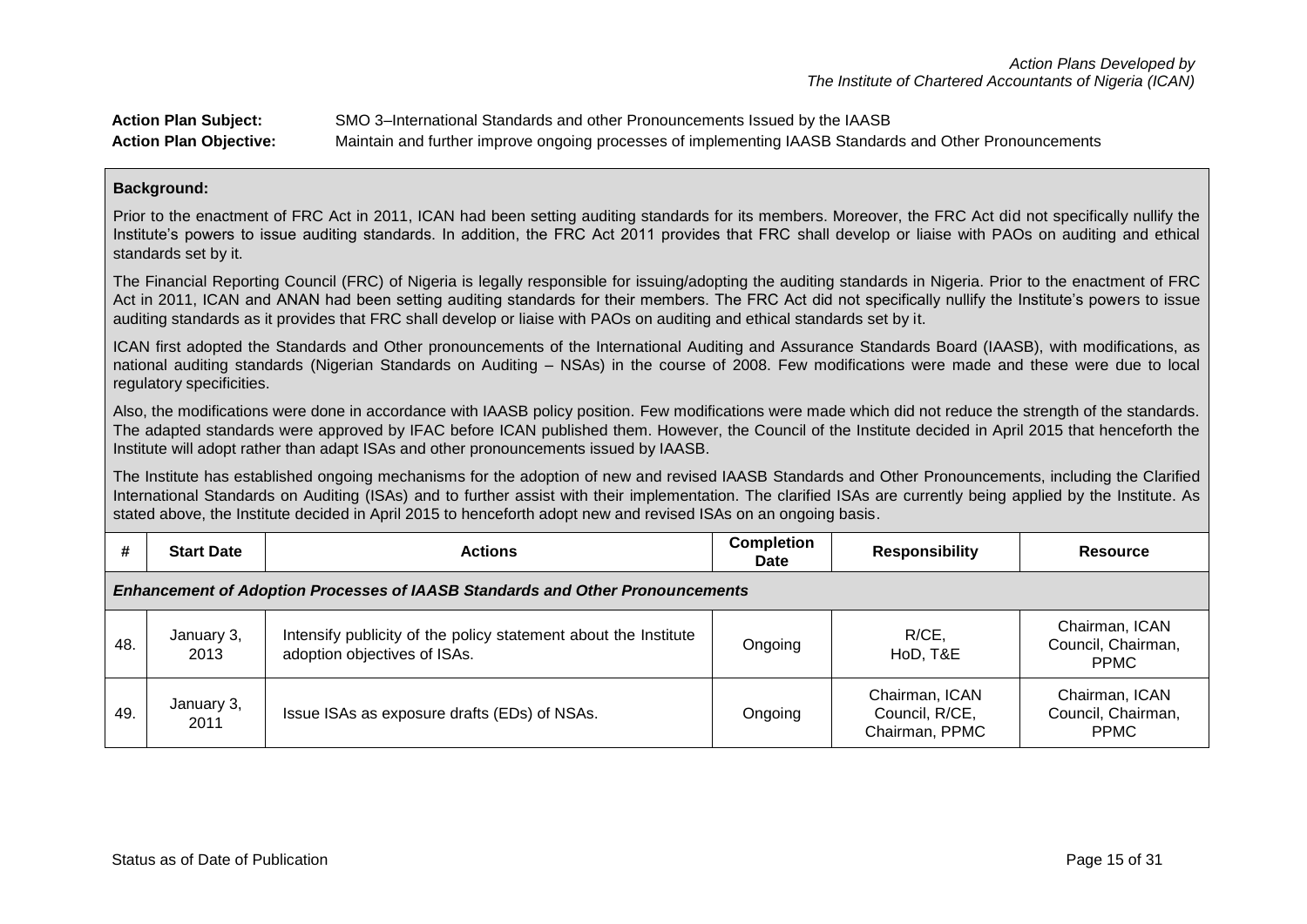**Action Plan Subject:** SMO 3–International Standards and other Pronouncements Issued by the IAASB

**Action Plan Objective:** Maintain and further improve ongoing processes of implementing IAASB Standards and Other Pronouncements

**Background:**

Prior to the enactment of FRC Act in 2011, ICAN had been setting auditing standards for its members. Moreover, the FRC Act did not specifically nullify the Institute's powers to issue auditing standards. In addition, the FRC Act 2011 provides that FRC shall develop or liaise with PAOs on auditing and ethical standards set by it.

The Financial Reporting Council (FRC) of Nigeria is legally responsible for issuing/adopting the auditing standards in Nigeria. Prior to the enactment of FRC Act in 2011, ICAN and ANAN had been setting auditing standards for their members. The FRC Act did not specifically nullify the Institute's powers to issue auditing standards as it provides that FRC shall develop or liaise with PAOs on auditing and ethical standards set by it.

ICAN first adopted the Standards and Other pronouncements of the International Auditing and Assurance Standards Board (IAASB), with modifications, as national auditing standards (Nigerian Standards on Auditing – NSAs) in the course of 2008. Few modifications were made and these were due to local regulatory specificities.

Also, the modifications were done in accordance with IAASB policy position. Few modifications were made which did not reduce the strength of the standards. The adapted standards were approved by IFAC before ICAN published them. However, the Council of the Institute decided in April 2015 that henceforth the Institute will adopt rather than adapt ISAs and other pronouncements issued by IAASB.

The Institute has established ongoing mechanisms for the adoption of new and revised IAASB Standards and Other Pronouncements, including the Clarified International Standards on Auditing (ISAs) and to further assist with their implementation. The clarified ISAs are currently being applied by the Institute. As stated above, the Institute decided in April 2015 to henceforth adopt new and revised ISAs on an ongoing basis.

| # | Start Date | Actions | Completion Date | Responsibility | Resource |
|---|---|---|---|---|---|
| ***Enhancement of Adoption Processes of IAASB Standards and Other Pronouncements*** | | | | | |
| 48. | January 3, 2013 | Intensify publicity of the policy statement about the Institute adoption objectives of ISAs. | Ongoing | R/CE, HoD, T&E | Chairman, ICAN Council, Chairman, PPMC |
| 49. | January 3, 2011 | Issue ISAs as exposure drafts (EDs) of NSAs. | Ongoing | Chairman, ICAN Council, R/CE, Chairman, PPMC | Chairman, ICAN Council, Chairman, PPMC |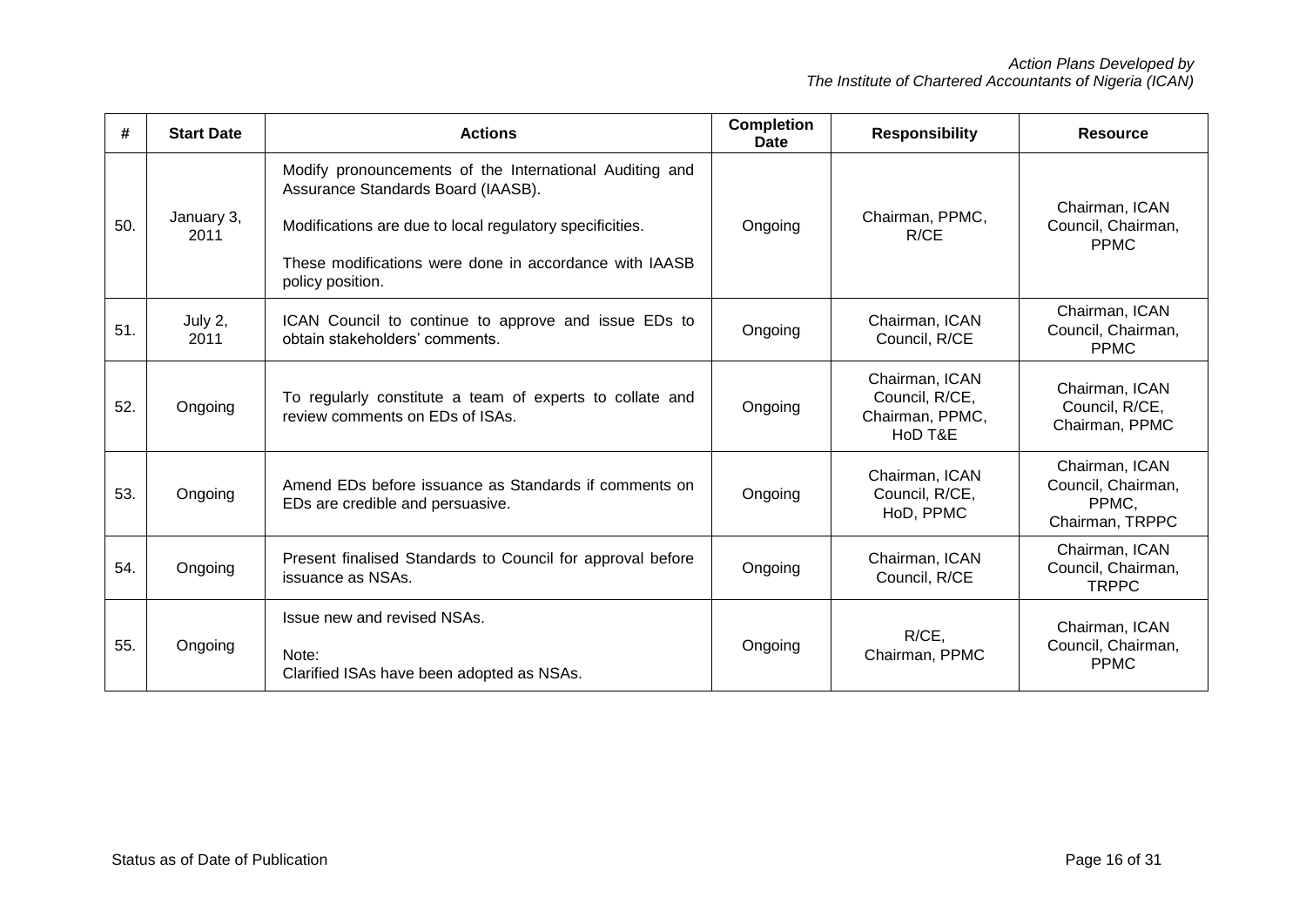| # | Start Date | Actions | Completion Date | Responsibility | Resource |
|---|---|---|---|---|---|
| 50. | January 3, 2011 | Modify pronouncements of the International Auditing and Assurance Standards Board (IAASB).<br><br>Modifications are due to local regulatory specificities.<br><br>These modifications were done in accordance with IAASB policy position. | Ongoing | Chairman, PPMC, R/CE | Chairman, ICAN Council, Chairman, PPMC |
| 51. | July 2, 2011 | ICAN Council to continue to approve and issue EDs to obtain stakeholders' comments. | Ongoing | Chairman, ICAN Council, R/CE | Chairman, ICAN Council, Chairman, PPMC |
| 52. | Ongoing | To regularly constitute a team of experts to collate and review comments on EDs of ISAs. | Ongoing | Chairman, ICAN Council, R/CE, Chairman, PPMC, HoD T&E | Chairman, ICAN Council, R/CE, Chairman, PPMC |
| 53. | Ongoing | Amend EDs before issuance as Standards if comments on EDs are credible and persuasive. | Ongoing | Chairman, ICAN Council, R/CE, HoD, PPMC | Chairman, ICAN Council, Chairman, PPMC, Chairman, TRPPC |
| 54. | Ongoing | Present finalised Standards to Council for approval before issuance as NSAs. | Ongoing | Chairman, ICAN Council, R/CE | Chairman, ICAN Council, Chairman, TRPPC |
| 55. | Ongoing | Issue new and revised NSAs.<br><br>Note:<br>Clarified ISAs have been adopted as NSAs. | Ongoing | R/CE, Chairman, PPMC | Chairman, ICAN Council, Chairman, PPMC |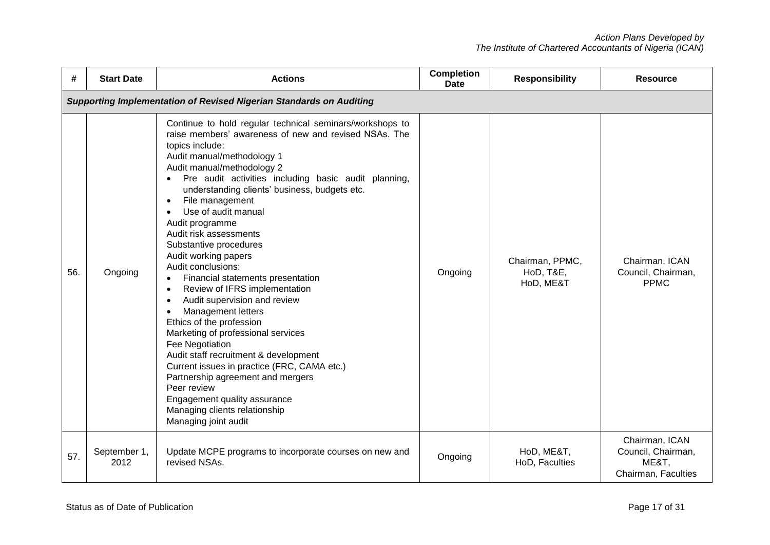| # | Start Date | Actions | Completion Date | Responsibility | Resource |
|---|---|---|---|---|---|
| ***Supporting Implementation of Revised Nigerian Standards on Auditing*** | | | | | |
| 56. | Ongoing | Continue to hold regular technical seminars/workshops to raise members' awareness of new and revised NSAs. The topics include:<br>Audit manual/methodology 1<br>Audit manual/methodology 2<br>• Pre audit activities including basic audit planning, understanding clients' business, budgets etc.<br>• File management<br>• Use of audit manual<br>Audit programme<br>Audit risk assessments<br>Substantive procedures<br>Audit working papers<br>Audit conclusions:<br>• Financial statements presentation<br>• Review of IFRS implementation<br>• Audit supervision and review<br>• Management letters<br>Ethics of the profession<br>Marketing of professional services<br>Fee Negotiation<br>Audit staff recruitment & development<br>Current issues in practice (FRC, CAMA etc.)<br>Partnership agreement and mergers<br>Peer review<br>Engagement quality assurance<br>Managing clients relationship<br>Managing joint audit | Ongoing | Chairman, PPMC, HoD, T&E, HoD, ME&T | Chairman, ICAN Council, Chairman, PPMC |
| 57. | September 1, 2012 | Update MCPE programs to incorporate courses on new and revised NSAs. | Ongoing | HoD, ME&T, HoD, Faculties | Chairman, ICAN Council, Chairman, ME&T, Chairman, Faculties |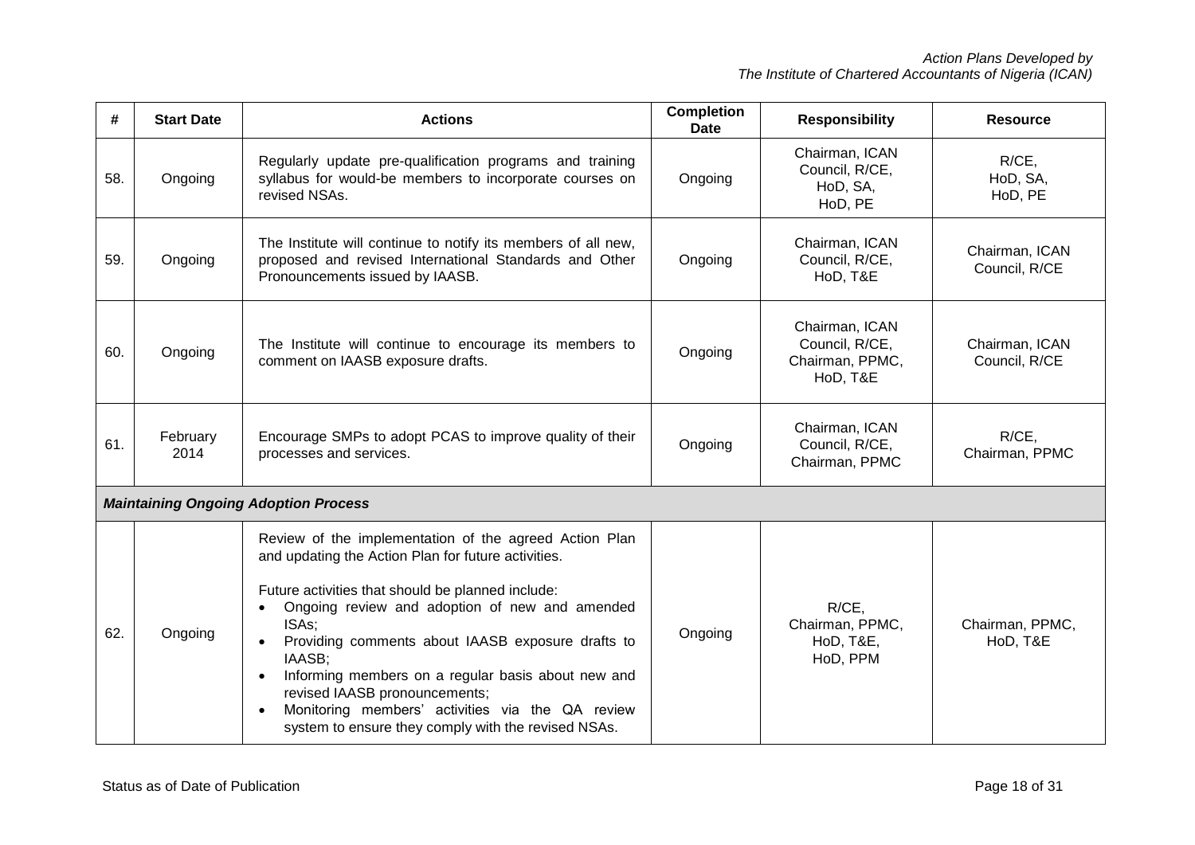| # | Start Date | Actions | Completion Date | Responsibility | Resource |
|---|---|---|---|---|---|
| 58. | Ongoing | Regularly update pre-qualification programs and training syllabus for would-be members to incorporate courses on revised NSAs. | Ongoing | Chairman, ICAN Council, R/CE, HoD, SA, HoD, PE | R/CE, HoD, SA, HoD, PE |
| 59. | Ongoing | The Institute will continue to notify its members of all new, proposed and revised International Standards and Other Pronouncements issued by IAASB. | Ongoing | Chairman, ICAN Council, R/CE, HoD, T&E | Chairman, ICAN Council, R/CE |
| 60. | Ongoing | The Institute will continue to encourage its members to comment on IAASB exposure drafts. | Ongoing | Chairman, ICAN Council, R/CE, Chairman, PPMC, HoD, T&E | Chairman, ICAN Council, R/CE |
| 61. | February 2014 | Encourage SMPs to adopt PCAS to improve quality of their processes and services. | Ongoing | Chairman, ICAN Council, R/CE, Chairman, PPMC | R/CE, Chairman, PPMC |
| ***Maintaining Ongoing Adoption Process*** | | | | | |
| 62. | Ongoing | Review of the implementation of the agreed Action Plan and updating the Action Plan for future activities.<br><br>Future activities that should be planned include:<br>• Ongoing review and adoption of new and amended ISAs;<br>• Providing comments about IAASB exposure drafts to IAASB;<br>• Informing members on a regular basis about new and revised IAASB pronouncements;<br>• Monitoring members' activities via the QA review system to ensure they comply with the revised NSAs. | Ongoing | R/CE, Chairman, PPMC, HoD, T&E, HoD, PPM | Chairman, PPMC, HoD, T&E |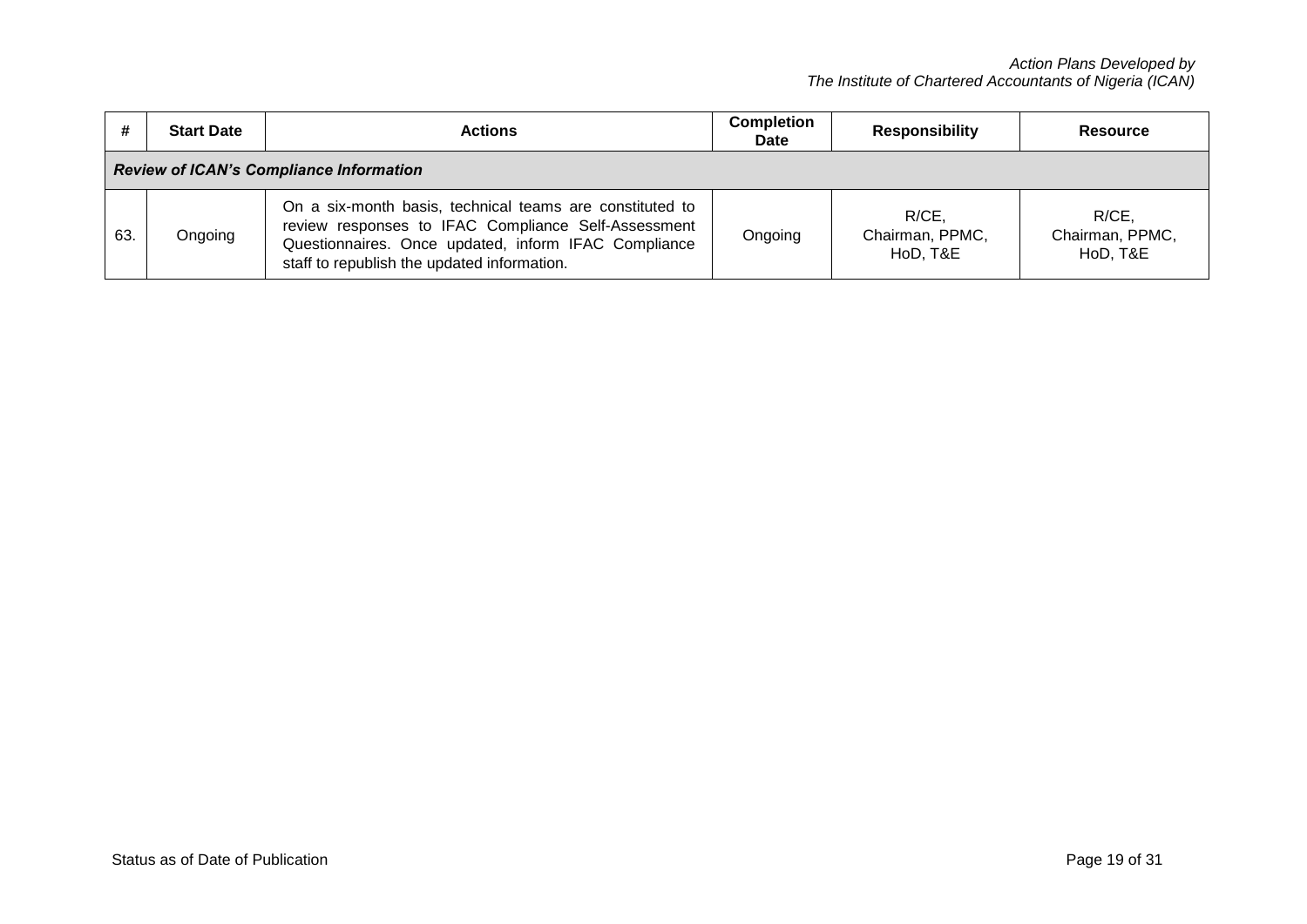| # | Start Date | Actions | Completion Date | Responsibility | Resource |
|---|---|---|---|---|---|
| ***Review of ICAN's Compliance Information*** | | | | | |
| 63. | Ongoing | On a six-month basis, technical teams are constituted to review responses to IFAC Compliance Self-Assessment Questionnaires. Once updated, inform IFAC Compliance staff to republish the updated information. | Ongoing | R/CE, Chairman, PPMC, HoD, T&E | R/CE, Chairman, PPMC, HoD, T&E |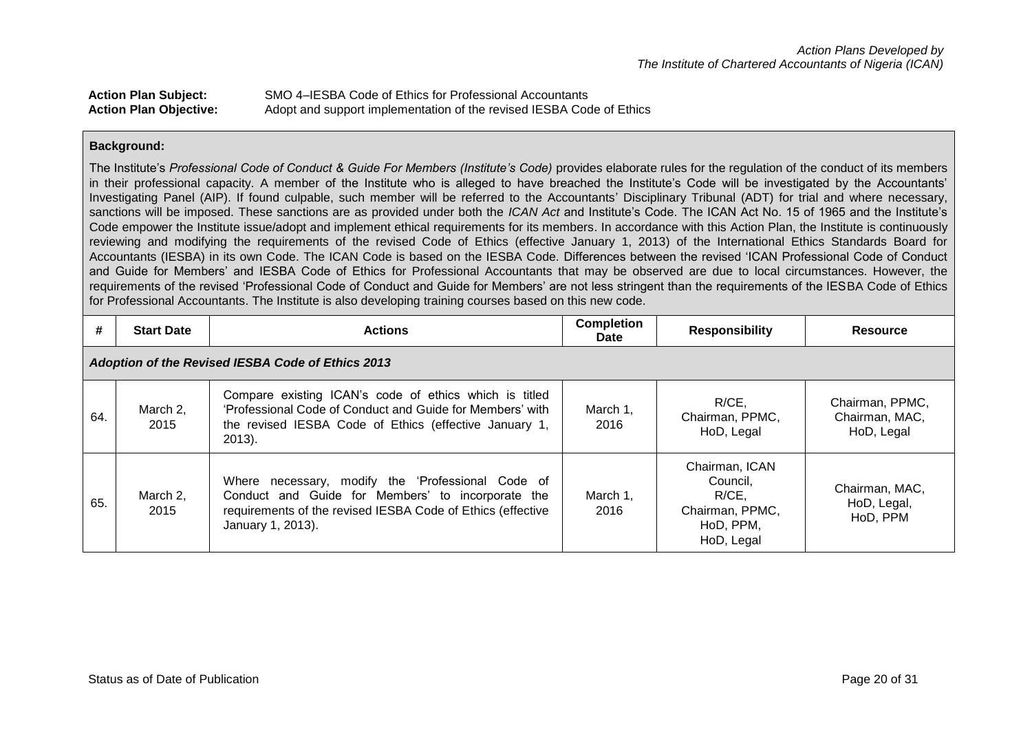**Action Plan Subject:** SMO 4–IESBA Code of Ethics for Professional Accountants
**Action Plan Objective:** Adopt and support implementation of the revised IESBA Code of Ethics

**Background:**

The Institute's *Professional Code of Conduct & Guide For Members (Institute's Code)* provides elaborate rules for the regulation of the conduct of its members in their professional capacity. A member of the Institute who is alleged to have breached the Institute's Code will be investigated by the Accountants' Investigating Panel (AIP). If found culpable, such member will be referred to the Accountants' Disciplinary Tribunal (ADT) for trial and where necessary, sanctions will be imposed. These sanctions are as provided under both the *ICAN Act* and Institute's Code. The ICAN Act No. 15 of 1965 and the Institute's Code empower the Institute issue/adopt and implement ethical requirements for its members. In accordance with this Action Plan, the Institute is continuously reviewing and modifying the requirements of the revised Code of Ethics (effective January 1, 2013) of the International Ethics Standards Board for Accountants (IESBA) in its own Code. The ICAN Code is based on the IESBA Code. Differences between the revised 'ICAN Professional Code of Conduct and Guide for Members' and IESBA Code of Ethics for Professional Accountants that may be observed are due to local circumstances. However, the requirements of the revised 'Professional Code of Conduct and Guide for Members' are not less stringent than the requirements of the IESBA Code of Ethics for Professional Accountants. The Institute is also developing training courses based on this new code.

| # | Start Date | Actions | Completion Date | Responsibility | Resource |
|---|---|---|---|---|---|
| ***Adoption of the Revised IESBA Code of Ethics 2013*** | | | | | |
| 64. | March 2, 2015 | Compare existing ICAN's code of ethics which is titled 'Professional Code of Conduct and Guide for Members' with the revised IESBA Code of Ethics (effective January 1, 2013). | March 1, 2016 | R/CE, Chairman, PPMC, HoD, Legal | Chairman, PPMC, Chairman, MAC, HoD, Legal |
| 65. | March 2, 2015 | Where necessary, modify the 'Professional Code of Conduct and Guide for Members' to incorporate the requirements of the revised IESBA Code of Ethics (effective January 1, 2013). | March 1, 2016 | Chairman, ICAN Council, R/CE, Chairman, PPMC, HoD, PPM, HoD, Legal | Chairman, MAC, HoD, Legal, HoD, PPM |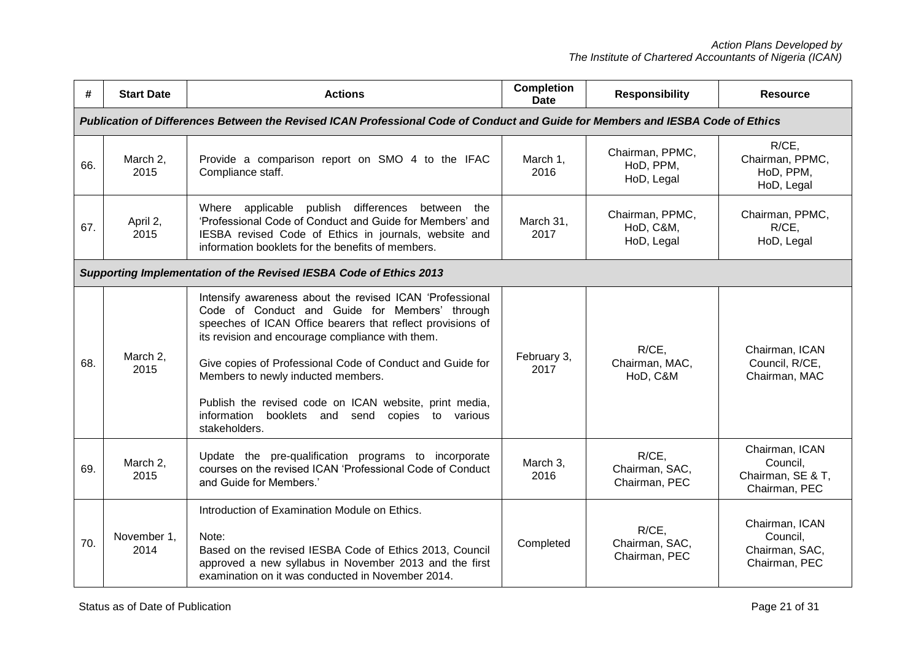| # | Start Date | Actions | Completion Date | Responsibility | Resource |
|---|---|---|---|---|---|
| ***Publication of Differences Between the Revised ICAN Professional Code of Conduct and Guide for Members and IESBA Code of Ethics*** | | | | | |
| 66. | March 2, 2015 | Provide a comparison report on SMO 4 to the IFAC Compliance staff. | March 1, 2016 | Chairman, PPMC, HoD, PPM, HoD, Legal | R/CE, Chairman, PPMC, HoD, PPM, HoD, Legal |
| 67. | April 2, 2015 | Where applicable publish differences between the 'Professional Code of Conduct and Guide for Members' and IESBA revised Code of Ethics in journals, website and information booklets for the benefits of members. | March 31, 2017 | Chairman, PPMC, HoD, C&M, HoD, Legal | Chairman, PPMC, R/CE, HoD, Legal |
| ***Supporting Implementation of the Revised IESBA Code of Ethics 2013*** | | | | | |
| 68. | March 2, 2015 | Intensify awareness about the revised ICAN 'Professional Code of Conduct and Guide for Members' through speeches of ICAN Office bearers that reflect provisions of its revision and encourage compliance with them.<br><br>Give copies of Professional Code of Conduct and Guide for Members to newly inducted members.<br><br>Publish the revised code on ICAN website, print media, information booklets and send copies to various stakeholders. | February 3, 2017 | R/CE, Chairman, MAC, HoD, C&M | Chairman, ICAN Council, R/CE, Chairman, MAC |
| 69. | March 2, 2015 | Update the pre-qualification programs to incorporate courses on the revised ICAN 'Professional Code of Conduct and Guide for Members.' | March 3, 2016 | R/CE, Chairman, SAC, Chairman, PEC | Chairman, ICAN Council, Chairman, SE & T, Chairman, PEC |
| 70. | November 1, 2014 | Introduction of Examination Module on Ethics.<br><br>Note:<br>Based on the revised IESBA Code of Ethics 2013, Council approved a new syllabus in November 2013 and the first examination on it was conducted in November 2014. | Completed | R/CE, Chairman, SAC, Chairman, PEC | Chairman, ICAN Council, Chairman, SAC, Chairman, PEC |

Status as of Date of Publication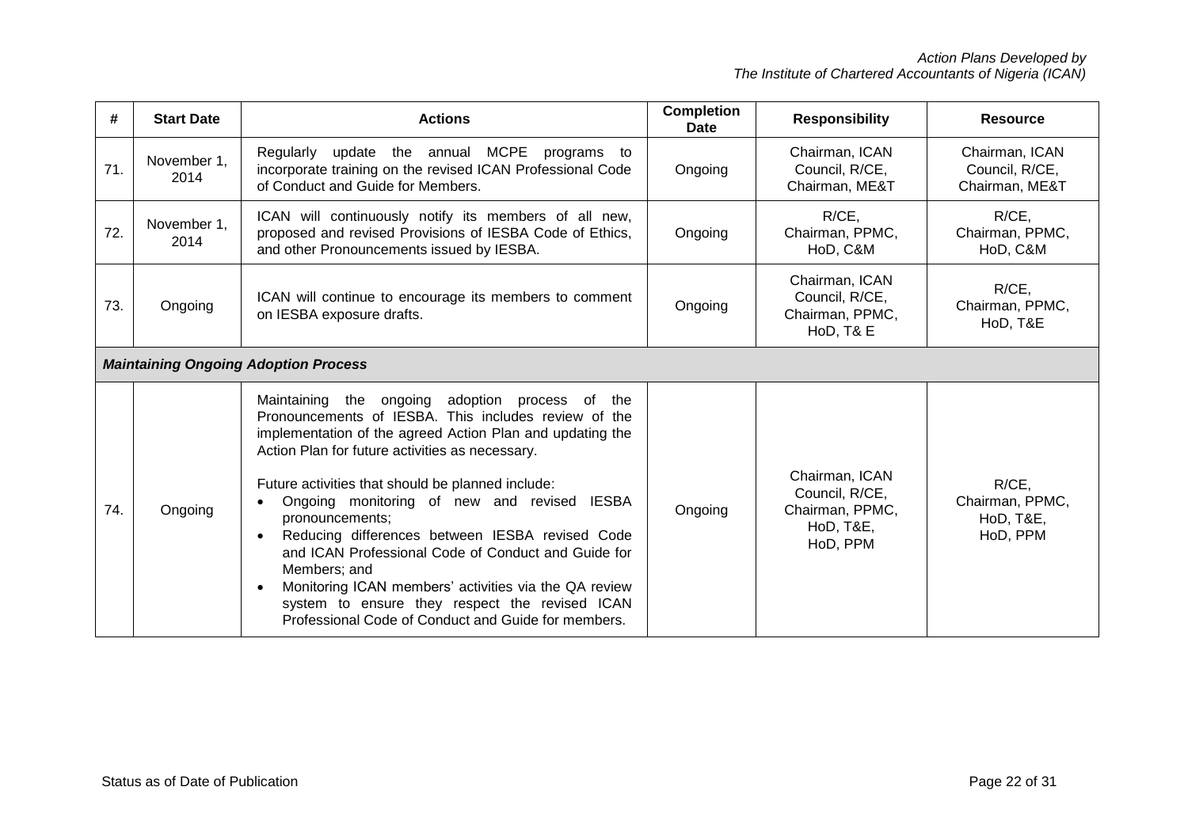| # | Start Date | Actions | Completion Date | Responsibility | Resource |
|---|---|---|---|---|---|
| 71. | November 1, 2014 | Regularly update the annual MCPE programs to incorporate training on the revised ICAN Professional Code of Conduct and Guide for Members. | Ongoing | Chairman, ICAN Council, R/CE, Chairman, ME&T | Chairman, ICAN Council, R/CE, Chairman, ME&T |
| 72. | November 1, 2014 | ICAN will continuously notify its members of all new, proposed and revised Provisions of IESBA Code of Ethics, and other Pronouncements issued by IESBA. | Ongoing | R/CE, Chairman, PPMC, HoD, C&M | R/CE, Chairman, PPMC, HoD, C&M |
| 73. | Ongoing | ICAN will continue to encourage its members to comment on IESBA exposure drafts. | Ongoing | Chairman, ICAN Council, R/CE, Chairman, PPMC, HoD, T& E | R/CE, Chairman, PPMC, HoD, T&E |
| ***Maintaining Ongoing Adoption Process*** | | | | | |
| 74. | Ongoing | Maintaining the ongoing adoption process of the Pronouncements of IESBA. This includes review of the implementation of the agreed Action Plan and updating the Action Plan for future activities as necessary.<br><br>Future activities that should be planned include:<br>• Ongoing monitoring of new and revised IESBA pronouncements;<br>• Reducing differences between IESBA revised Code and ICAN Professional Code of Conduct and Guide for Members; and<br>• Monitoring ICAN members' activities via the QA review system to ensure they respect the revised ICAN Professional Code of Conduct and Guide for members. | Ongoing | Chairman, ICAN Council, R/CE, Chairman, PPMC, HoD, T&E, HoD, PPM | R/CE, Chairman, PPMC, HoD, T&E, HoD, PPM |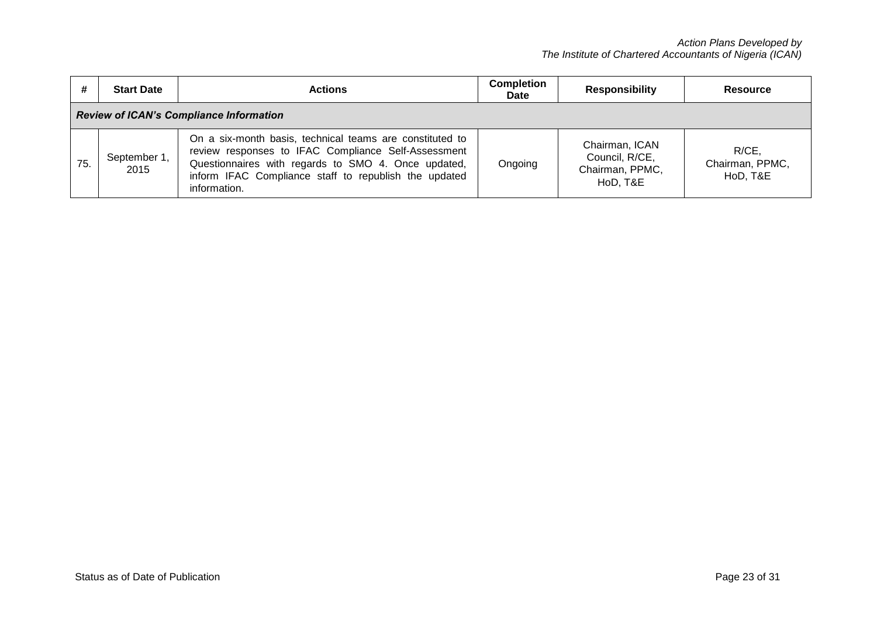| # | Start Date | Actions | Completion Date | Responsibility | Resource |
|---|---|---|---|---|---|
| ***Review of ICAN's Compliance Information*** | | | | | |
| 75. | September 1, 2015 | On a six-month basis, technical teams are constituted to review responses to IFAC Compliance Self-Assessment Questionnaires with regards to SMO 4. Once updated, inform IFAC Compliance staff to republish the updated information. | Ongoing | Chairman, ICAN Council, R/CE, Chairman, PPMC, HoD, T&E | R/CE, Chairman, PPMC, HoD, T&E |

Status as of Date of Publication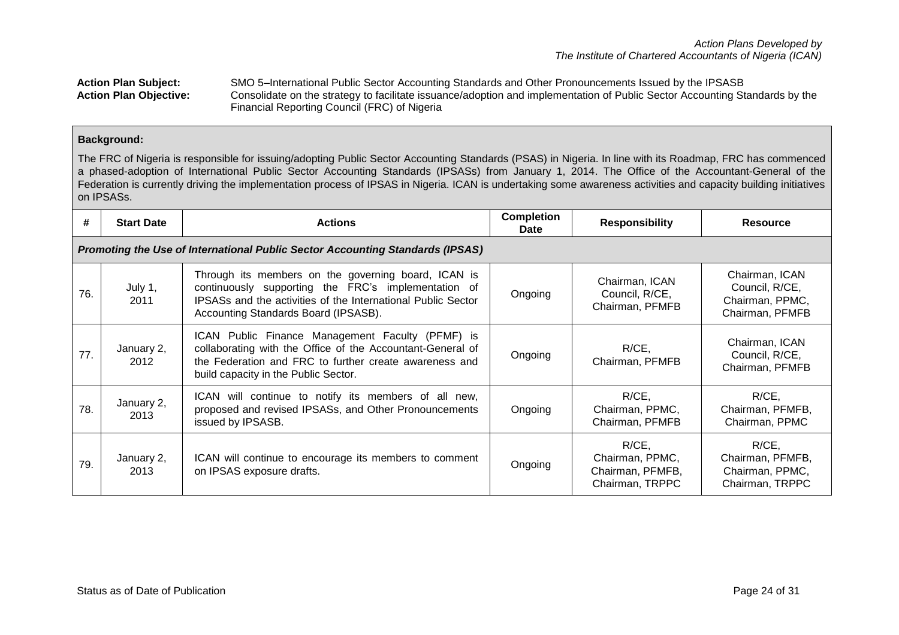**Action Plan Subject:** SMO 5–International Public Sector Accounting Standards and Other Pronouncements Issued by the IPSASB

**Action Plan Objective:** Consolidate on the strategy to facilitate issuance/adoption and implementation of Public Sector Accounting Standards by the Financial Reporting Council (FRC) of Nigeria

**Background:**

The FRC of Nigeria is responsible for issuing/adopting Public Sector Accounting Standards (PSAS) in Nigeria. In line with its Roadmap, FRC has commenced a phased-adoption of International Public Sector Accounting Standards (IPSASs) from January 1, 2014. The Office of the Accountant-General of the Federation is currently driving the implementation process of IPSAS in Nigeria. ICAN is undertaking some awareness activities and capacity building initiatives on IPSASs.

| # | Start Date | Actions | Completion Date | Responsibility | Resource |
|---|---|---|---|---|---|
| ***Promoting the Use of International Public Sector Accounting Standards (IPSAS)*** | | | | | |
| 76. | July 1, 2011 | Through its members on the governing board, ICAN is continuously supporting the FRC's implementation of IPSASs and the activities of the International Public Sector Accounting Standards Board (IPSASB). | Ongoing | Chairman, ICAN Council, R/CE, Chairman, PFMFB | Chairman, ICAN Council, R/CE, Chairman, PPMC, Chairman, PFMFB |
| 77. | January 2, 2012 | ICAN Public Finance Management Faculty (PFMF) is collaborating with the Office of the Accountant-General of the Federation and FRC to further create awareness and build capacity in the Public Sector. | Ongoing | R/CE, Chairman, PFMFB | Chairman, ICAN Council, R/CE, Chairman, PFMFB |
| 78. | January 2, 2013 | ICAN will continue to notify its members of all new, proposed and revised IPSASs, and Other Pronouncements issued by IPSASB. | Ongoing | R/CE, Chairman, PPMC, Chairman, PFMFB | R/CE, Chairman, PFMFB, Chairman, PPMC |
| 79. | January 2, 2013 | ICAN will continue to encourage its members to comment on IPSAS exposure drafts. | Ongoing | R/CE, Chairman, PPMC, Chairman, PFMFB, Chairman, TRPPC | R/CE, Chairman, PFMFB, Chairman, PPMC, Chairman, TRPPC |

Status as of Date of Publication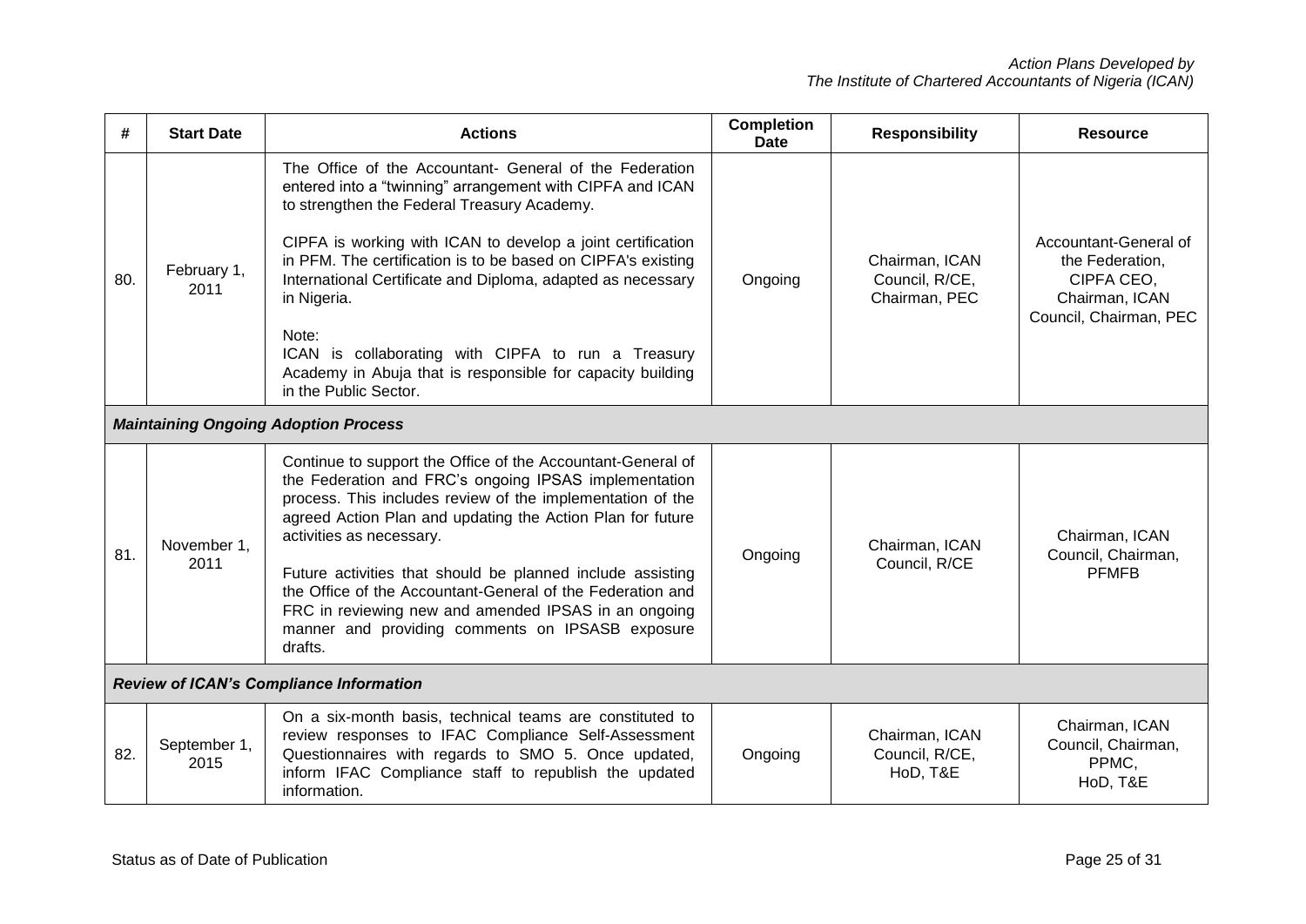| # | Start Date | Actions | Completion Date | Responsibility | Resource |
|---|---|---|---|---|---|
| 80. | February 1, 2011 | The Office of the Accountant- General of the Federation entered into a "twinning" arrangement with CIPFA and ICAN to strengthen the Federal Treasury Academy.<br><br>CIPFA is working with ICAN to develop a joint certification in PFM. The certification is to be based on CIPFA's existing International Certificate and Diploma, adapted as necessary in Nigeria.<br><br>Note:<br>ICAN is collaborating with CIPFA to run a Treasury Academy in Abuja that is responsible for capacity building in the Public Sector. | Ongoing | Chairman, ICAN Council, R/CE, Chairman, PEC | Accountant-General of the Federation, CIPFA CEO, Chairman, ICAN Council, Chairman, PEC |
| ***Maintaining Ongoing Adoption Process*** | | | | | |
| 81. | November 1, 2011 | Continue to support the Office of the Accountant-General of the Federation and FRC's ongoing IPSAS implementation process. This includes review of the implementation of the agreed Action Plan and updating the Action Plan for future activities as necessary.<br><br>Future activities that should be planned include assisting the Office of the Accountant-General of the Federation and FRC in reviewing new and amended IPSAS in an ongoing manner and providing comments on IPSASB exposure drafts. | Ongoing | Chairman, ICAN Council, R/CE | Chairman, ICAN Council, Chairman, PFMFB |
| ***Review of ICAN's Compliance Information*** | | | | | |
| 82. | September 1, 2015 | On a six-month basis, technical teams are constituted to review responses to IFAC Compliance Self-Assessment Questionnaires with regards to SMO 5. Once updated, inform IFAC Compliance staff to republish the updated information. | Ongoing | Chairman, ICAN Council, R/CE, HoD, T&E | Chairman, ICAN Council, Chairman, PPMC, HoD, T&E |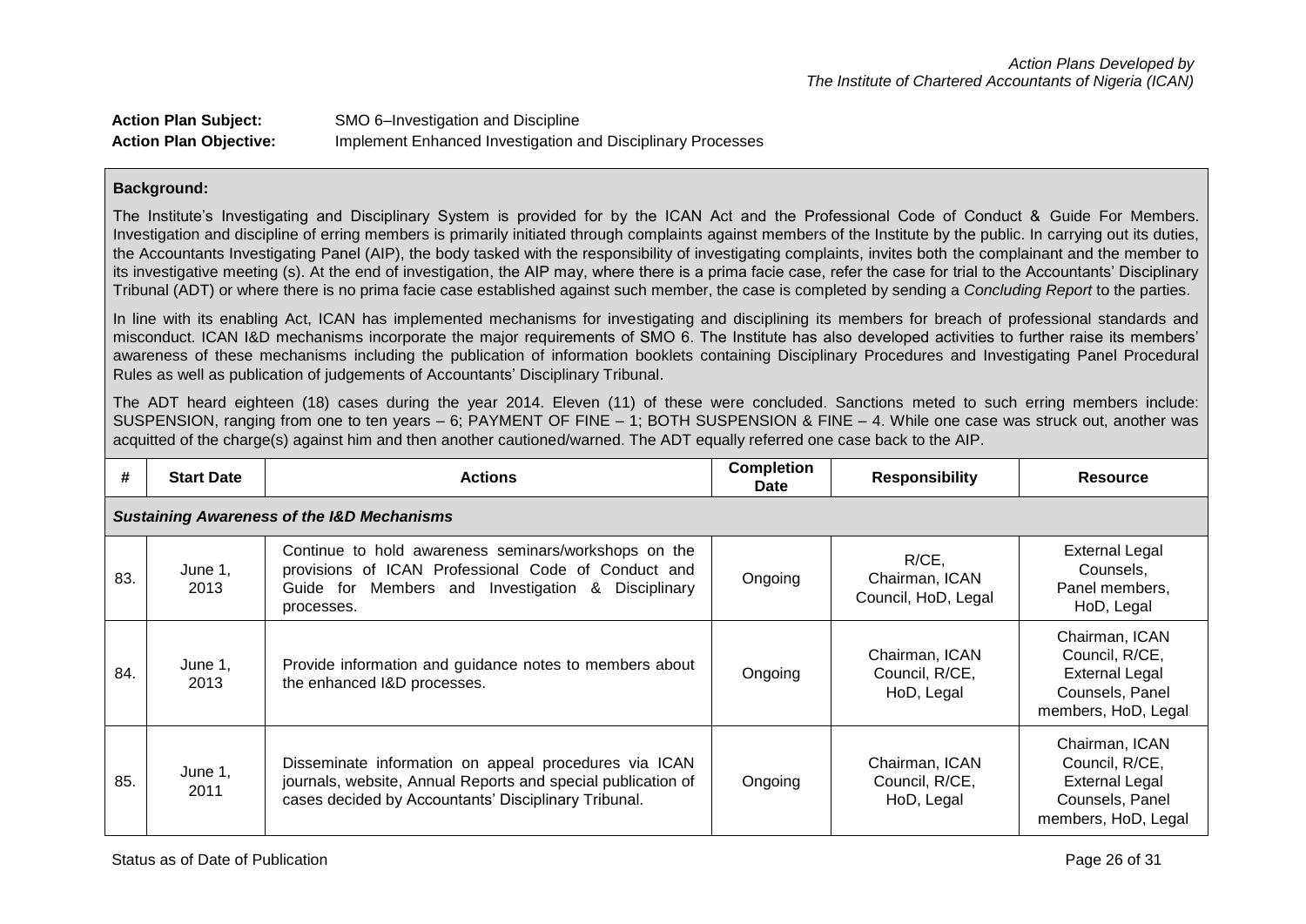**Action Plan Subject:** SMO 6–Investigation and Discipline

**Action Plan Objective:** Implement Enhanced Investigation and Disciplinary Processes

**Background:**

The Institute's Investigating and Disciplinary System is provided for by the ICAN Act and the Professional Code of Conduct & Guide For Members. Investigation and discipline of erring members is primarily initiated through complaints against members of the Institute by the public. In carrying out its duties, the Accountants Investigating Panel (AIP), the body tasked with the responsibility of investigating complaints, invites both the complainant and the member to its investigative meeting (s). At the end of investigation, the AIP may, where there is a prima facie case, refer the case for trial to the Accountants' Disciplinary Tribunal (ADT) or where there is no prima facie case established against such member, the case is completed by sending a *Concluding Report* to the parties.

In line with its enabling Act, ICAN has implemented mechanisms for investigating and disciplining its members for breach of professional standards and misconduct. ICAN I&D mechanisms incorporate the major requirements of SMO 6. The Institute has also developed activities to further raise its members' awareness of these mechanisms including the publication of information booklets containing Disciplinary Procedures and Investigating Panel Procedural Rules as well as publication of judgements of Accountants' Disciplinary Tribunal.

The ADT heard eighteen (18) cases during the year 2014. Eleven (11) of these were concluded. Sanctions meted to such erring members include: SUSPENSION, ranging from one to ten years – 6; PAYMENT OF FINE – 1; BOTH SUSPENSION & FINE – 4. While one case was struck out, another was acquitted of the charge(s) against him and then another cautioned/warned. The ADT equally referred one case back to the AIP.

| # | Start Date | Actions | Completion Date | Responsibility | Resource |
|---|---|---|---|---|---|
| ***Sustaining Awareness of the I&D Mechanisms*** | | | | | |
| 83. | June 1, 2013 | Continue to hold awareness seminars/workshops on the provisions of ICAN Professional Code of Conduct and Guide for Members and Investigation & Disciplinary processes. | Ongoing | R/CE, Chairman, ICAN Council, HoD, Legal | External Legal Counsels, Panel members, HoD, Legal |
| 84. | June 1, 2013 | Provide information and guidance notes to members about the enhanced I&D processes. | Ongoing | Chairman, ICAN Council, R/CE, HoD, Legal | Chairman, ICAN Council, R/CE, External Legal Counsels, Panel members, HoD, Legal |
| 85. | June 1, 2011 | Disseminate information on appeal procedures via ICAN journals, website, Annual Reports and special publication of cases decided by Accountants' Disciplinary Tribunal. | Ongoing | Chairman, ICAN Council, R/CE, HoD, Legal | Chairman, ICAN Council, R/CE, External Legal Counsels, Panel members, HoD, Legal |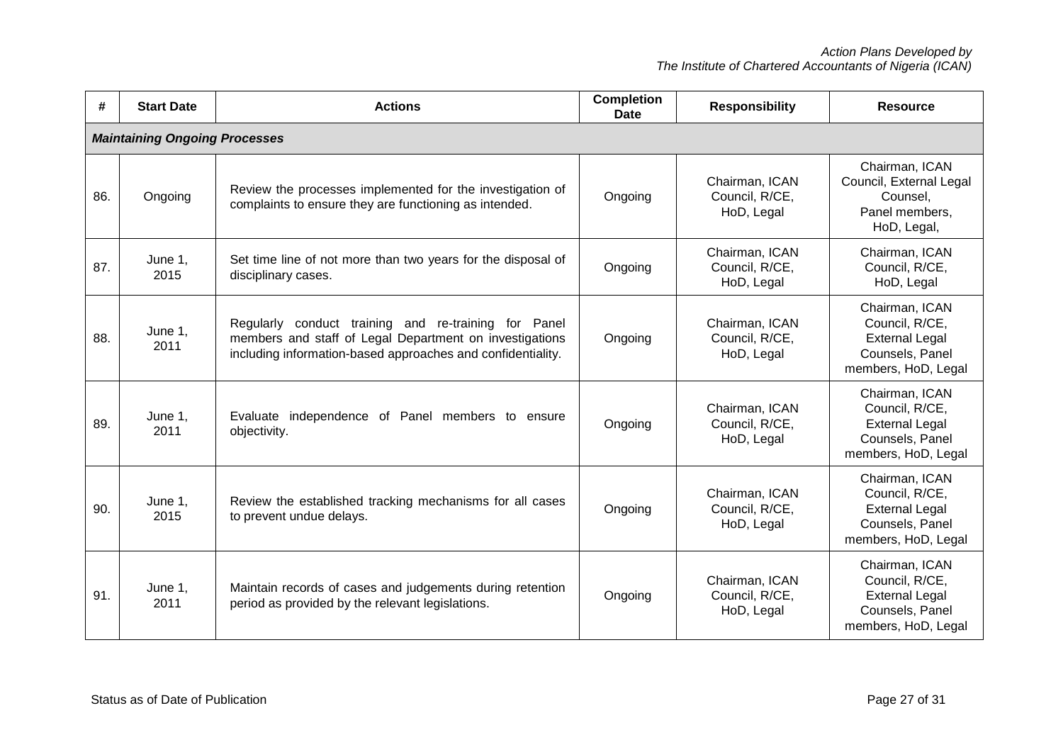| # | Start Date | Actions | Completion Date | Responsibility | Resource |
|---|---|---|---|---|---|
| ***Maintaining Ongoing Processes*** | | | | | |
| 86. | Ongoing | Review the processes implemented for the investigation of complaints to ensure they are functioning as intended. | Ongoing | Chairman, ICAN Council, R/CE, HoD, Legal | Chairman, ICAN Council, External Legal Counsel, Panel members, HoD, Legal, |
| 87. | June 1, 2015 | Set time line of not more than two years for the disposal of disciplinary cases. | Ongoing | Chairman, ICAN Council, R/CE, HoD, Legal | Chairman, ICAN Council, R/CE, HoD, Legal |
| 88. | June 1, 2011 | Regularly conduct training and re-training for Panel members and staff of Legal Department on investigations including information-based approaches and confidentiality. | Ongoing | Chairman, ICAN Council, R/CE, HoD, Legal | Chairman, ICAN Council, R/CE, External Legal Counsels, Panel members, HoD, Legal |
| 89. | June 1, 2011 | Evaluate independence of Panel members to ensure objectivity. | Ongoing | Chairman, ICAN Council, R/CE, HoD, Legal | Chairman, ICAN Council, R/CE, External Legal Counsels, Panel members, HoD, Legal |
| 90. | June 1, 2015 | Review the established tracking mechanisms for all cases to prevent undue delays. | Ongoing | Chairman, ICAN Council, R/CE, HoD, Legal | Chairman, ICAN Council, R/CE, External Legal Counsels, Panel members, HoD, Legal |
| 91. | June 1, 2011 | Maintain records of cases and judgements during retention period as provided by the relevant legislations. | Ongoing | Chairman, ICAN Council, R/CE, HoD, Legal | Chairman, ICAN Council, R/CE, External Legal Counsels, Panel members, HoD, Legal |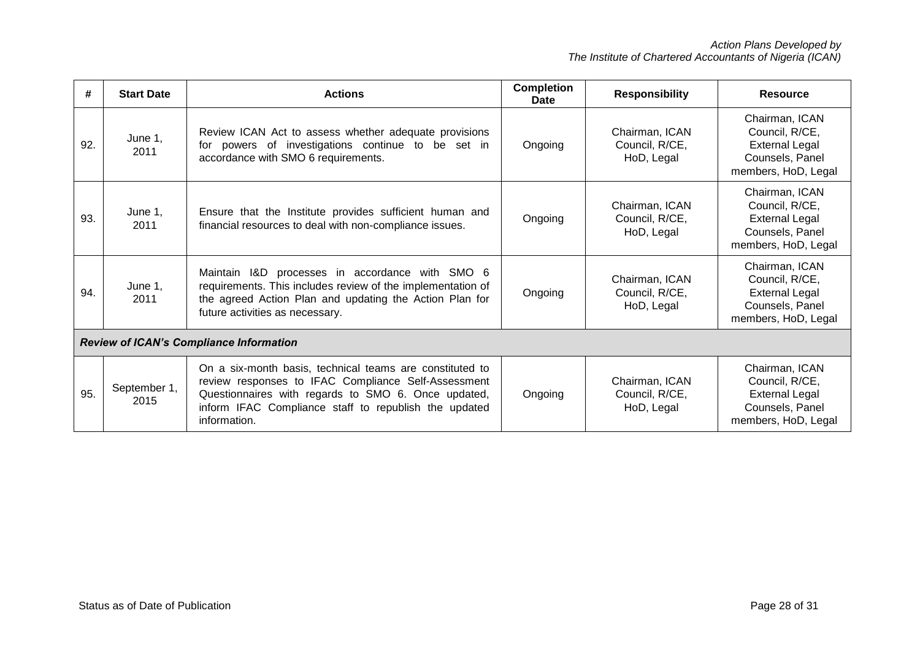| # | Start Date | Actions | Completion Date | Responsibility | Resource |
|---|---|---|---|---|---|
| 92. | June 1, 2011 | Review ICAN Act to assess whether adequate provisions for powers of investigations continue to be set in accordance with SMO 6 requirements. | Ongoing | Chairman, ICAN Council, R/CE, HoD, Legal | Chairman, ICAN Council, R/CE, External Legal Counsels, Panel members, HoD, Legal |
| 93. | June 1, 2011 | Ensure that the Institute provides sufficient human and financial resources to deal with non-compliance issues. | Ongoing | Chairman, ICAN Council, R/CE, HoD, Legal | Chairman, ICAN Council, R/CE, External Legal Counsels, Panel members, HoD, Legal |
| 94. | June 1, 2011 | Maintain I&D processes in accordance with SMO 6 requirements. This includes review of the implementation of the agreed Action Plan and updating the Action Plan for future activities as necessary. | Ongoing | Chairman, ICAN Council, R/CE, HoD, Legal | Chairman, ICAN Council, R/CE, External Legal Counsels, Panel members, HoD, Legal |
| ***Review of ICAN's Compliance Information*** | | | | | |
| 95. | September 1, 2015 | On a six-month basis, technical teams are constituted to review responses to IFAC Compliance Self-Assessment Questionnaires with regards to SMO 6. Once updated, inform IFAC Compliance staff to republish the updated information. | Ongoing | Chairman, ICAN Council, R/CE, HoD, Legal | Chairman, ICAN Council, R/CE, External Legal Counsels, Panel members, HoD, Legal |

Status as of Date of Publication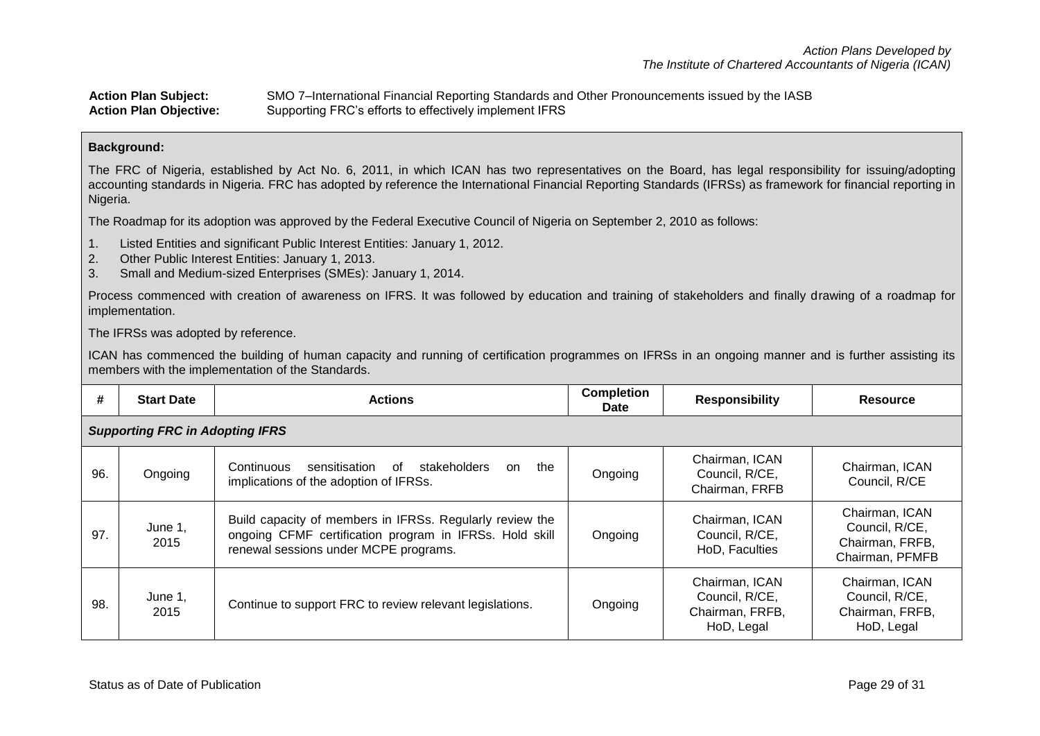**Action Plan Subject:** SMO 7–International Financial Reporting Standards and Other Pronouncements issued by the IASB
**Action Plan Objective:** Supporting FRC's efforts to effectively implement IFRS

**Background:**

The FRC of Nigeria, established by Act No. 6, 2011, in which ICAN has two representatives on the Board, has legal responsibility for issuing/adopting accounting standards in Nigeria. FRC has adopted by reference the International Financial Reporting Standards (IFRSs) as framework for financial reporting in Nigeria.

The Roadmap for its adoption was approved by the Federal Executive Council of Nigeria on September 2, 2010 as follows:

1. Listed Entities and significant Public Interest Entities: January 1, 2012.
2. Other Public Interest Entities: January 1, 2013.
3. Small and Medium-sized Enterprises (SMEs): January 1, 2014.

Process commenced with creation of awareness on IFRS. It was followed by education and training of stakeholders and finally drawing of a roadmap for implementation.

The IFRSs was adopted by reference.

ICAN has commenced the building of human capacity and running of certification programmes on IFRSs in an ongoing manner and is further assisting its members with the implementation of the Standards.

| # | Start Date | Actions | Completion Date | Responsibility | Resource |
|---|---|---|---|---|---|
| ***Supporting FRC in Adopting IFRS*** | | | | | |
| 96. | Ongoing | Continuous sensitisation of stakeholders on the implications of the adoption of IFRSs. | Ongoing | Chairman, ICAN Council, R/CE, Chairman, FRFB | Chairman, ICAN Council, R/CE |
| 97. | June 1, 2015 | Build capacity of members in IFRSs. Regularly review the ongoing CFMF certification program in IFRSs. Hold skill renewal sessions under MCPE programs. | Ongoing | Chairman, ICAN Council, R/CE, HoD, Faculties | Chairman, ICAN Council, R/CE, Chairman, FRFB, Chairman, PFMFB |
| 98. | June 1, 2015 | Continue to support FRC to review relevant legislations. | Ongoing | Chairman, ICAN Council, R/CE, Chairman, FRFB, HoD, Legal | Chairman, ICAN Council, R/CE, Chairman, FRFB, HoD, Legal |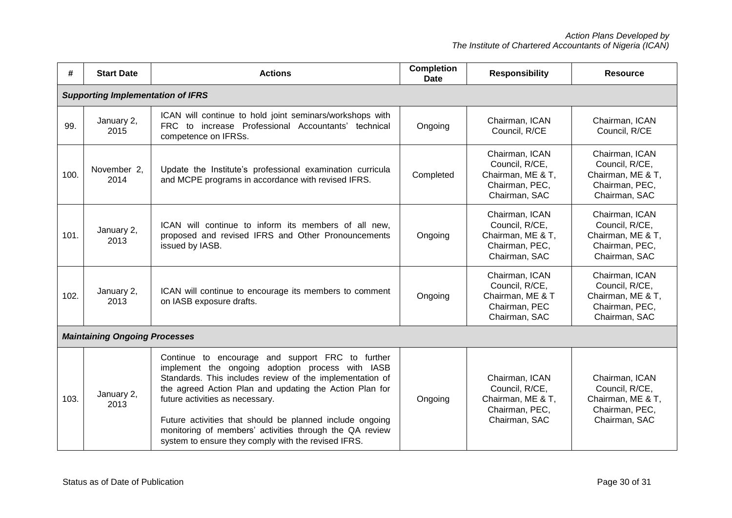| # | Start Date | Actions | Completion Date | Responsibility | Resource |
|---|---|---|---|---|---|
| ***Supporting Implementation of IFRS*** | | | | | |
| 99. | January 2, 2015 | ICAN will continue to hold joint seminars/workshops with FRC to increase Professional Accountants' technical competence on IFRSs. | Ongoing | Chairman, ICAN Council, R/CE | Chairman, ICAN Council, R/CE |
| 100. | November 2, 2014 | Update the Institute's professional examination curricula and MCPE programs in accordance with revised IFRS. | Completed | Chairman, ICAN Council, R/CE, Chairman, ME & T, Chairman, PEC, Chairman, SAC | Chairman, ICAN Council, R/CE, Chairman, ME & T, Chairman, PEC, Chairman, SAC |
| 101. | January 2, 2013 | ICAN will continue to inform its members of all new, proposed and revised IFRS and Other Pronouncements issued by IASB. | Ongoing | Chairman, ICAN Council, R/CE, Chairman, ME & T, Chairman, PEC, Chairman, SAC | Chairman, ICAN Council, R/CE, Chairman, ME & T, Chairman, PEC, Chairman, SAC |
| 102. | January 2, 2013 | ICAN will continue to encourage its members to comment on IASB exposure drafts. | Ongoing | Chairman, ICAN Council, R/CE, Chairman, ME & T Chairman, PEC Chairman, SAC | Chairman, ICAN Council, R/CE, Chairman, ME & T, Chairman, PEC, Chairman, SAC |
| ***Maintaining Ongoing Processes*** | | | | | |
| 103. | January 2, 2013 | Continue to encourage and support FRC to further implement the ongoing adoption process with IASB Standards. This includes review of the implementation of the agreed Action Plan and updating the Action Plan for future activities as necessary.<br><br>Future activities that should be planned include ongoing monitoring of members' activities through the QA review system to ensure they comply with the revised IFRS. | Ongoing | Chairman, ICAN Council, R/CE, Chairman, ME & T, Chairman, PEC, Chairman, SAC | Chairman, ICAN Council, R/CE, Chairman, ME & T, Chairman, PEC, Chairman, SAC |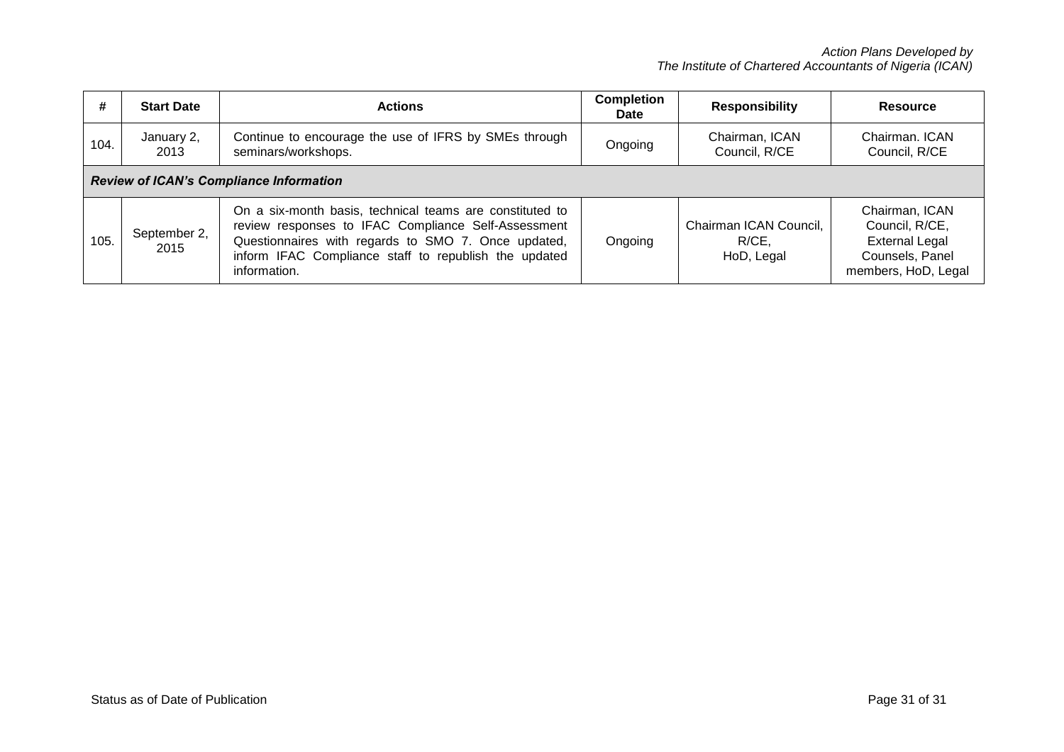| # | Start Date | Actions | Completion Date | Responsibility | Resource |
|---|---|---|---|---|---|
| 104. | January 2, 2013 | Continue to encourage the use of IFRS by SMEs through seminars/workshops. | Ongoing | Chairman, ICAN Council, R/CE | Chairman. ICAN Council, R/CE |
| ***Review of ICAN's Compliance Information*** | | | | | |
| 105. | September 2, 2015 | On a six-month basis, technical teams are constituted to review responses to IFAC Compliance Self-Assessment Questionnaires with regards to SMO 7. Once updated, inform IFAC Compliance staff to republish the updated information. | Ongoing | Chairman ICAN Council, R/CE, HoD, Legal | Chairman, ICAN Council, R/CE, External Legal Counsels, Panel members, HoD, Legal |